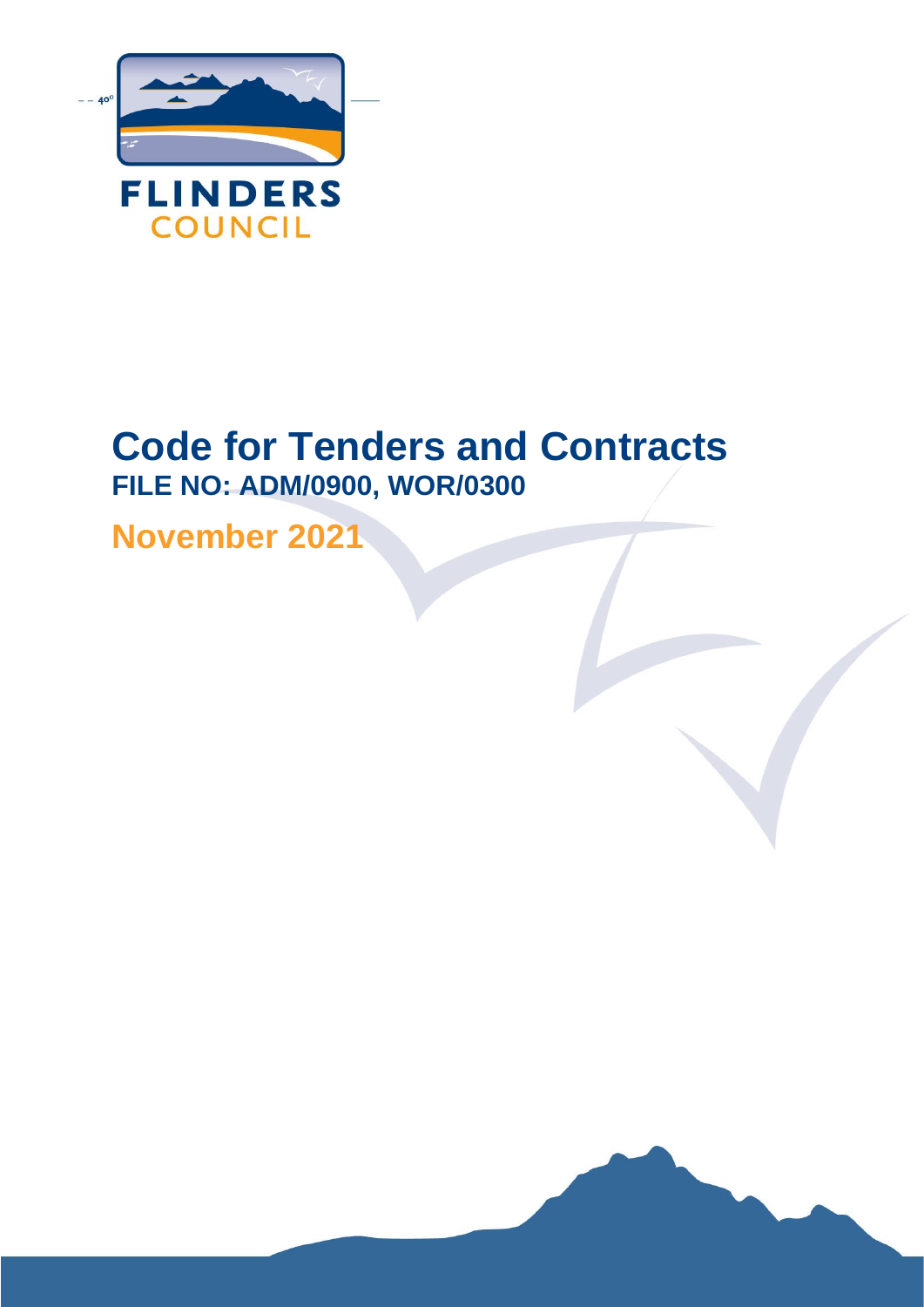FLINDERS COUNCIL

# Code for Tenders and Contracts

**FILE NO: ADM/0900, WOR/0300**

**November 2021**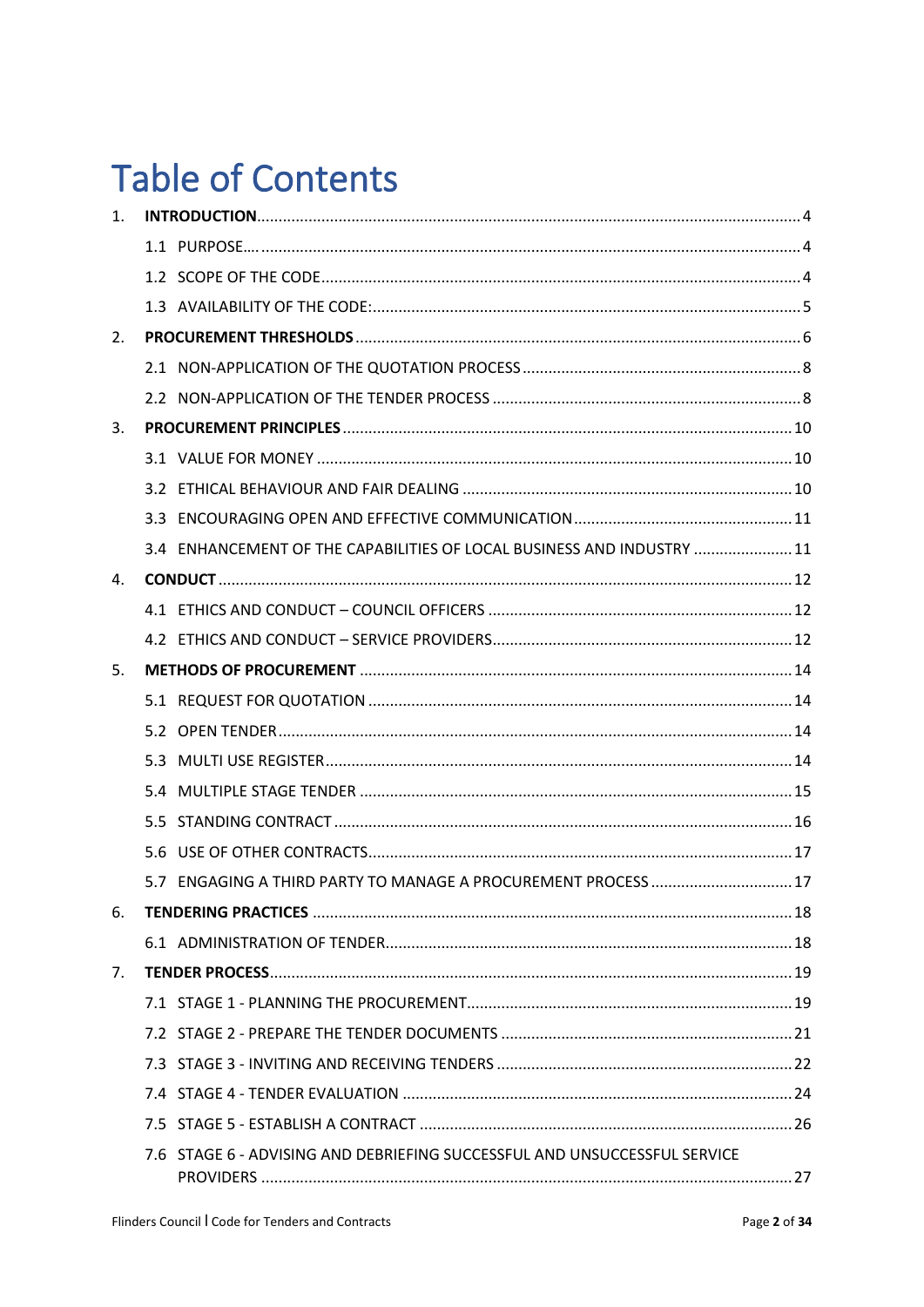# Table of Contents

1. **INTRODUCTION** ..... 4
   - 1.1 PURPOSE…. ..... 4
   - 1.2 SCOPE OF THE CODE ..... 4
   - 1.3 AVAILABILITY OF THE CODE: ..... 5
2. **PROCUREMENT THRESHOLDS** ..... 6
   - 2.1 NON-APPLICATION OF THE QUOTATION PROCESS ..... 8
   - 2.2 NON-APPLICATION OF THE TENDER PROCESS ..... 8
3. **PROCUREMENT PRINCIPLES** ..... 10
   - 3.1 VALUE FOR MONEY ..... 10
   - 3.2 ETHICAL BEHAVIOUR AND FAIR DEALING ..... 10
   - 3.3 ENCOURAGING OPEN AND EFFECTIVE COMMUNICATION ..... 11
   - 3.4 ENHANCEMENT OF THE CAPABILITIES OF LOCAL BUSINESS AND INDUSTRY ..... 11
4. **CONDUCT** ..... 12
   - 4.1 ETHICS AND CONDUCT – COUNCIL OFFICERS ..... 12
   - 4.2 ETHICS AND CONDUCT – SERVICE PROVIDERS ..... 12
5. **METHODS OF PROCUREMENT** ..... 14
   - 5.1 REQUEST FOR QUOTATION ..... 14
   - 5.2 OPEN TENDER ..... 14
   - 5.3 MULTI USE REGISTER ..... 14
   - 5.4 MULTIPLE STAGE TENDER ..... 15
   - 5.5 STANDING CONTRACT ..... 16
   - 5.6 USE OF OTHER CONTRACTS ..... 17
   - 5.7 ENGAGING A THIRD PARTY TO MANAGE A PROCUREMENT PROCESS ..... 17
6. **TENDERING PRACTICES** ..... 18
   - 6.1 ADMINISTRATION OF TENDER ..... 18
7. **TENDER PROCESS** ..... 19
   - 7.1 STAGE 1 - PLANNING THE PROCUREMENT ..... 19
   - 7.2 STAGE 2 - PREPARE THE TENDER DOCUMENTS ..... 21
   - 7.3 STAGE 3 - INVITING AND RECEIVING TENDERS ..... 22
   - 7.4 STAGE 4 - TENDER EVALUATION ..... 24
   - 7.5 STAGE 5 - ESTABLISH A CONTRACT ..... 26
   - 7.6 STAGE 6 - ADVISING AND DEBRIEFING SUCCESSFUL AND UNSUCCESSFUL SERVICE PROVIDERS ..... 27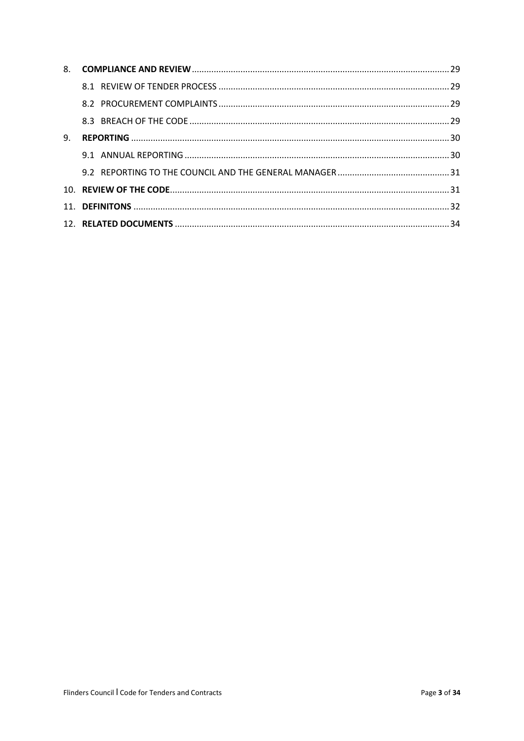8. **COMPLIANCE AND REVIEW** ........ 29
   - 8.1 REVIEW OF TENDER PROCESS ........ 29
   - 8.2 PROCUREMENT COMPLAINTS ........ 29
   - 8.3 BREACH OF THE CODE ........ 29
9. **REPORTING** ........ 30
   - 9.1 ANNUAL REPORTING ........ 30
   - 9.2 REPORTING TO THE COUNCIL AND THE GENERAL MANAGER ........ 31
10. **REVIEW OF THE CODE** ........ 31
11. **DEFINITONS** ........ 32
12. **RELATED DOCUMENTS** ........ 34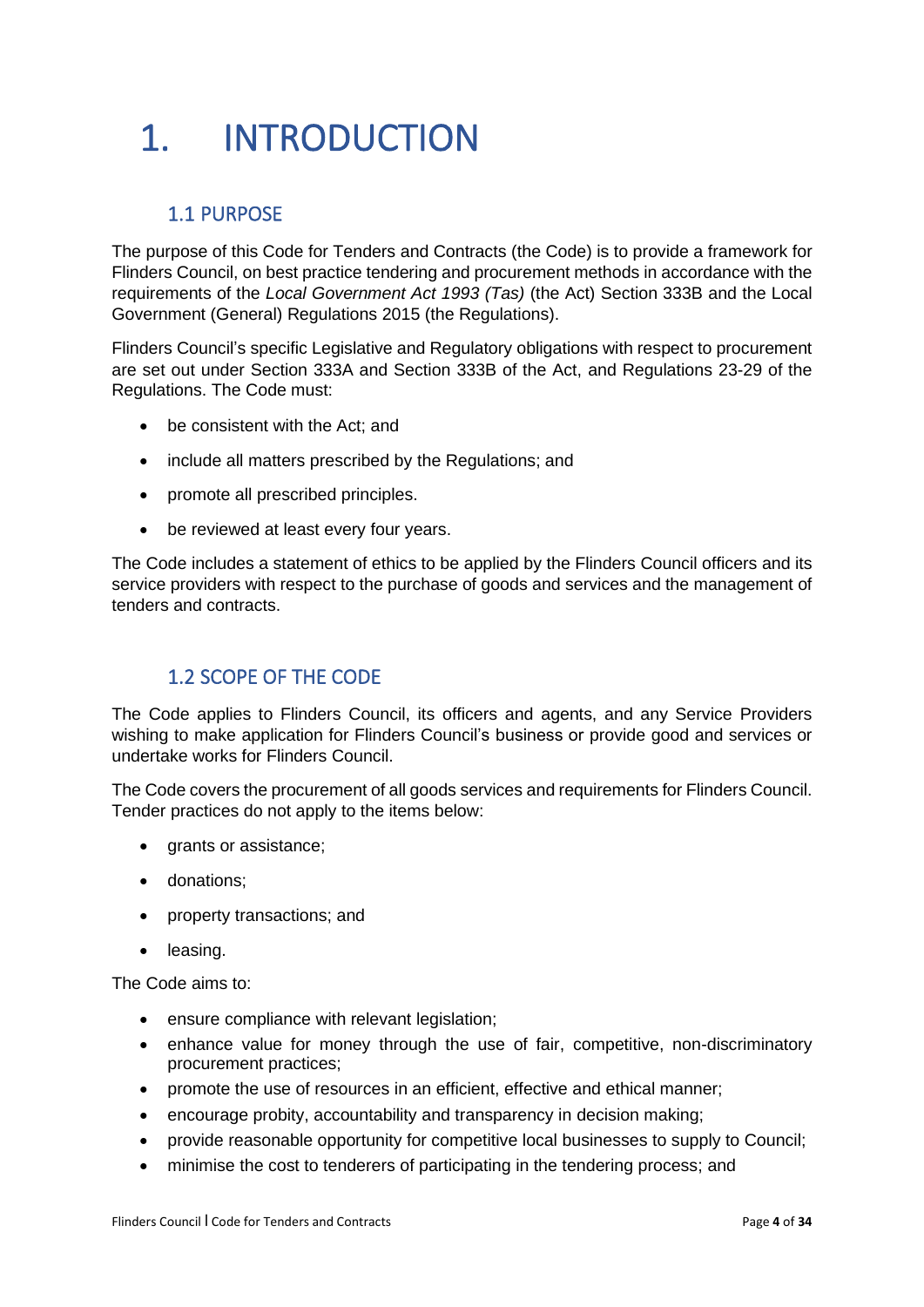# 1. INTRODUCTION

## 1.1 PURPOSE

The purpose of this Code for Tenders and Contracts (the Code) is to provide a framework for Flinders Council, on best practice tendering and procurement methods in accordance with the requirements of the *Local Government Act 1993 (Tas)* (the Act) Section 333B and the Local Government (General) Regulations 2015 (the Regulations).

Flinders Council's specific Legislative and Regulatory obligations with respect to procurement are set out under Section 333A and Section 333B of the Act, and Regulations 23-29 of the Regulations. The Code must:

- be consistent with the Act; and
- include all matters prescribed by the Regulations; and
- promote all prescribed principles.
- be reviewed at least every four years.

The Code includes a statement of ethics to be applied by the Flinders Council officers and its service providers with respect to the purchase of goods and services and the management of tenders and contracts.

## 1.2 SCOPE OF THE CODE

The Code applies to Flinders Council, its officers and agents, and any Service Providers wishing to make application for Flinders Council's business or provide good and services or undertake works for Flinders Council.

The Code covers the procurement of all goods services and requirements for Flinders Council. Tender practices do not apply to the items below:

- grants or assistance;
- donations;
- property transactions; and
- leasing.

The Code aims to:

- ensure compliance with relevant legislation;
- enhance value for money through the use of fair, competitive, non-discriminatory procurement practices;
- promote the use of resources in an efficient, effective and ethical manner;
- encourage probity, accountability and transparency in decision making;
- provide reasonable opportunity for competitive local businesses to supply to Council;
- minimise the cost to tenderers of participating in the tendering process; and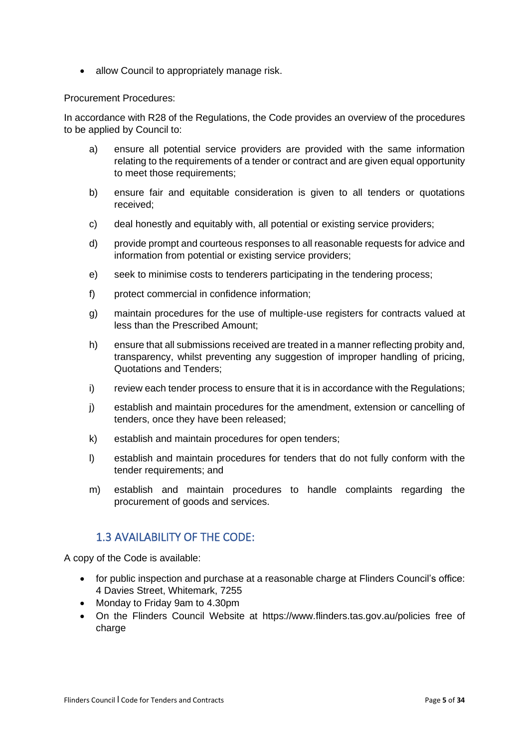- allow Council to appropriately manage risk.

Procurement Procedures:

In accordance with R28 of the Regulations, the Code provides an overview of the procedures to be applied by Council to:

a) ensure all potential service providers are provided with the same information relating to the requirements of a tender or contract and are given equal opportunity to meet those requirements;

b) ensure fair and equitable consideration is given to all tenders or quotations received;

c) deal honestly and equitably with, all potential or existing service providers;

d) provide prompt and courteous responses to all reasonable requests for advice and information from potential or existing service providers;

e) seek to minimise costs to tenderers participating in the tendering process;

f) protect commercial in confidence information;

g) maintain procedures for the use of multiple-use registers for contracts valued at less than the Prescribed Amount;

h) ensure that all submissions received are treated in a manner reflecting probity and, transparency, whilst preventing any suggestion of improper handling of pricing, Quotations and Tenders;

i) review each tender process to ensure that it is in accordance with the Regulations;

j) establish and maintain procedures for the amendment, extension or cancelling of tenders, once they have been released;

k) establish and maintain procedures for open tenders;

l) establish and maintain procedures for tenders that do not fully conform with the tender requirements; and

m) establish and maintain procedures to handle complaints regarding the procurement of goods and services.

## 1.3 AVAILABILITY OF THE CODE:

A copy of the Code is available:

- for public inspection and purchase at a reasonable charge at Flinders Council's office: 4 Davies Street, Whitemark, 7255
- Monday to Friday 9am to 4.30pm
- On the Flinders Council Website at https://www.flinders.tas.gov.au/policies free of charge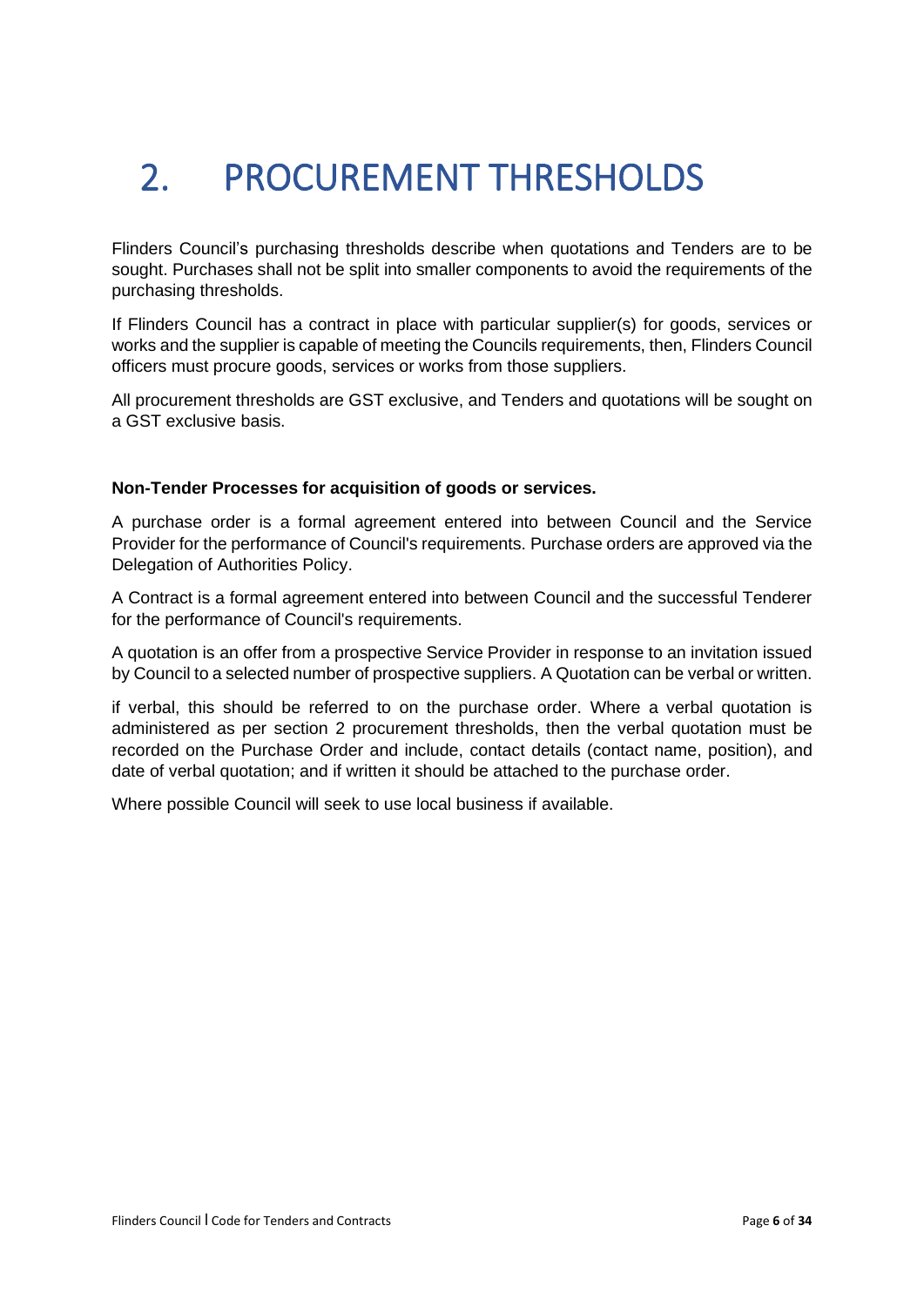# 2. PROCUREMENT THRESHOLDS

Flinders Council's purchasing thresholds describe when quotations and Tenders are to be sought. Purchases shall not be split into smaller components to avoid the requirements of the purchasing thresholds.

If Flinders Council has a contract in place with particular supplier(s) for goods, services or works and the supplier is capable of meeting the Councils requirements, then, Flinders Council officers must procure goods, services or works from those suppliers.

All procurement thresholds are GST exclusive, and Tenders and quotations will be sought on a GST exclusive basis.

**Non-Tender Processes for acquisition of goods or services.**

A purchase order is a formal agreement entered into between Council and the Service Provider for the performance of Council's requirements. Purchase orders are approved via the Delegation of Authorities Policy.

A Contract is a formal agreement entered into between Council and the successful Tenderer for the performance of Council's requirements.

A quotation is an offer from a prospective Service Provider in response to an invitation issued by Council to a selected number of prospective suppliers. A Quotation can be verbal or written.

if verbal, this should be referred to on the purchase order. Where a verbal quotation is administered as per section 2 procurement thresholds, then the verbal quotation must be recorded on the Purchase Order and include, contact details (contact name, position), and date of verbal quotation; and if written it should be attached to the purchase order.

Where possible Council will seek to use local business if available.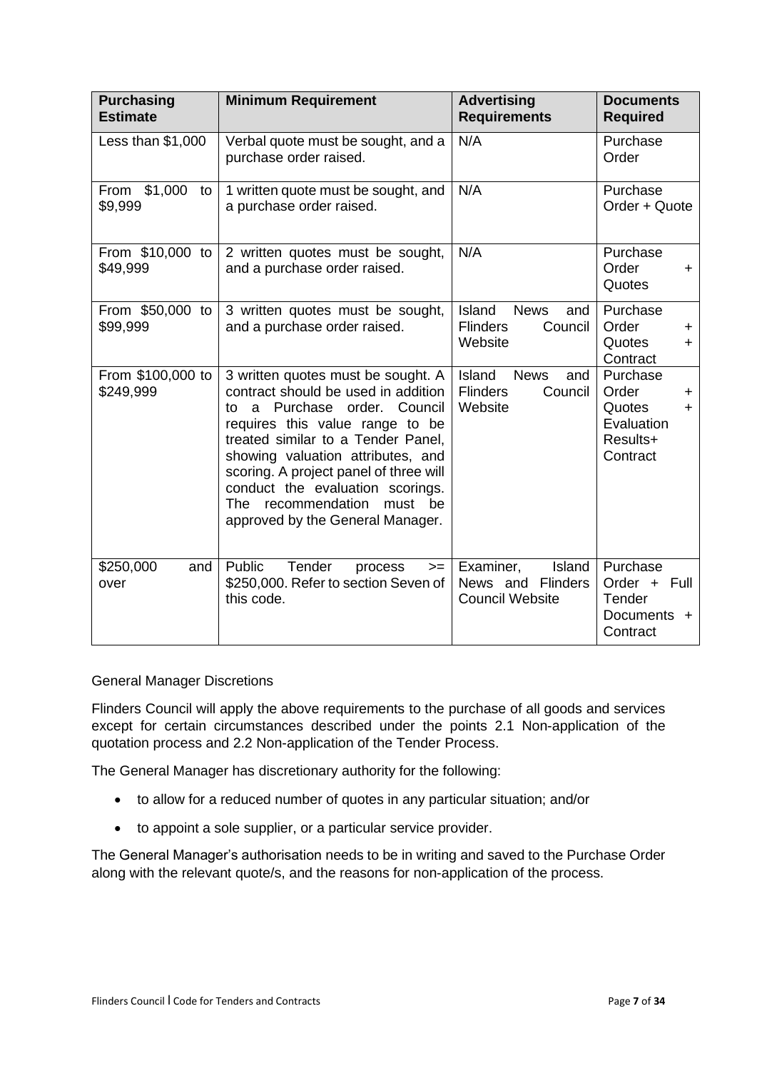| Purchasing Estimate | Minimum Requirement | Advertising Requirements | Documents Required |
| --- | --- | --- | --- |
| Less than $1,000 | Verbal quote must be sought, and a purchase order raised. | N/A | Purchase Order |
| From $1,000 to $9,999 | 1 written quote must be sought, and a purchase order raised. | N/A | Purchase Order + Quote |
| From $10,000 to $49,999 | 2 written quotes must be sought, and a purchase order raised. | N/A | Purchase Order + Quotes |
| From $50,000 to $99,999 | 3 written quotes must be sought, and a purchase order raised. | Island News and Flinders Council Website | Purchase Order + Quotes + Contract |
| From $100,000 to $249,999 | 3 written quotes must be sought. A contract should be used in addition to a Purchase order. Council requires this value range to be treated similar to a Tender Panel, showing valuation attributes, and scoring. A project panel of three will conduct the evaluation scorings. The recommendation must be approved by the General Manager. | Island News and Flinders Council Website | Purchase Order + Quotes + Evaluation Results+ Contract |
| $250,000 and over | Public Tender process >= $250,000. Refer to section Seven of this code. | Examiner, Island News and Flinders Council Website | Purchase Order + Full Tender Documents + Contract |

General Manager Discretions

Flinders Council will apply the above requirements to the purchase of all goods and services except for certain circumstances described under the points 2.1 Non-application of the quotation process and 2.2 Non-application of the Tender Process.

The General Manager has discretionary authority for the following:

- to allow for a reduced number of quotes in any particular situation; and/or
- to appoint a sole supplier, or a particular service provider.

The General Manager's authorisation needs to be in writing and saved to the Purchase Order along with the relevant quote/s, and the reasons for non-application of the process.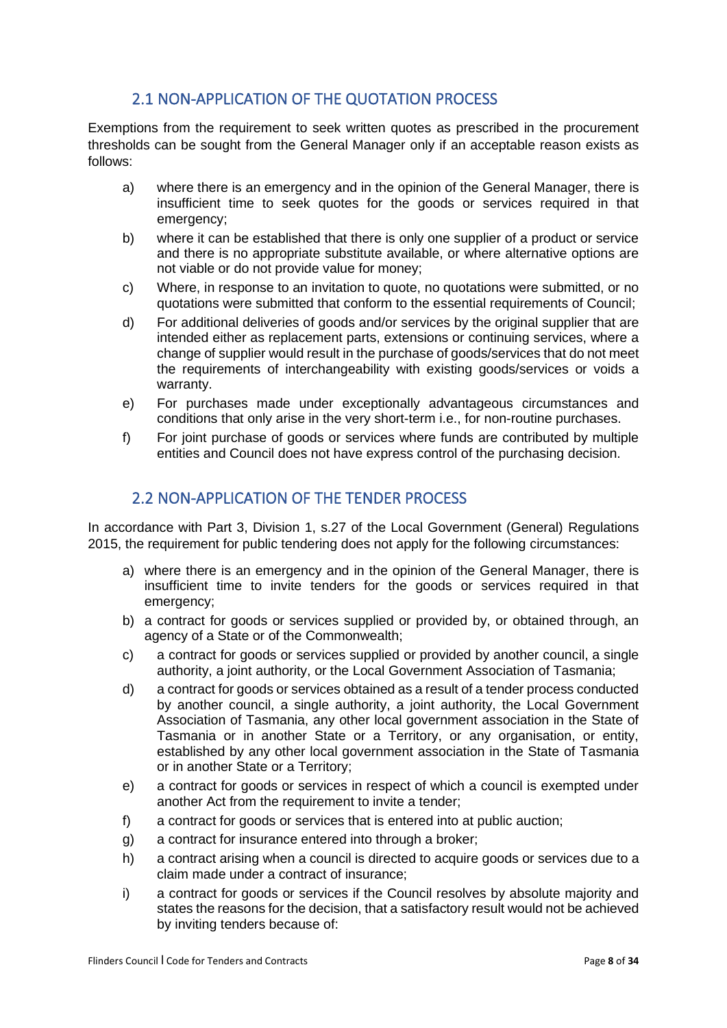## 2.1 NON-APPLICATION OF THE QUOTATION PROCESS

Exemptions from the requirement to seek written quotes as prescribed in the procurement thresholds can be sought from the General Manager only if an acceptable reason exists as follows:

a) where there is an emergency and in the opinion of the General Manager, there is insufficient time to seek quotes for the goods or services required in that emergency;

b) where it can be established that there is only one supplier of a product or service and there is no appropriate substitute available, or where alternative options are not viable or do not provide value for money;

c) Where, in response to an invitation to quote, no quotations were submitted, or no quotations were submitted that conform to the essential requirements of Council;

d) For additional deliveries of goods and/or services by the original supplier that are intended either as replacement parts, extensions or continuing services, where a change of supplier would result in the purchase of goods/services that do not meet the requirements of interchangeability with existing goods/services or voids a warranty.

e) For purchases made under exceptionally advantageous circumstances and conditions that only arise in the very short-term i.e., for non-routine purchases.

f) For joint purchase of goods or services where funds are contributed by multiple entities and Council does not have express control of the purchasing decision.

## 2.2 NON-APPLICATION OF THE TENDER PROCESS

In accordance with Part 3, Division 1, s.27 of the Local Government (General) Regulations 2015, the requirement for public tendering does not apply for the following circumstances:

a) where there is an emergency and in the opinion of the General Manager, there is insufficient time to invite tenders for the goods or services required in that emergency;

b) a contract for goods or services supplied or provided by, or obtained through, an agency of a State or of the Commonwealth;

c) a contract for goods or services supplied or provided by another council, a single authority, a joint authority, or the Local Government Association of Tasmania;

d) a contract for goods or services obtained as a result of a tender process conducted by another council, a single authority, a joint authority, the Local Government Association of Tasmania, any other local government association in the State of Tasmania or in another State or a Territory, or any organisation, or entity, established by any other local government association in the State of Tasmania or in another State or a Territory;

e) a contract for goods or services in respect of which a council is exempted under another Act from the requirement to invite a tender;

f) a contract for goods or services that is entered into at public auction;

g) a contract for insurance entered into through a broker;

h) a contract arising when a council is directed to acquire goods or services due to a claim made under a contract of insurance;

i) a contract for goods or services if the Council resolves by absolute majority and states the reasons for the decision, that a satisfactory result would not be achieved by inviting tenders because of: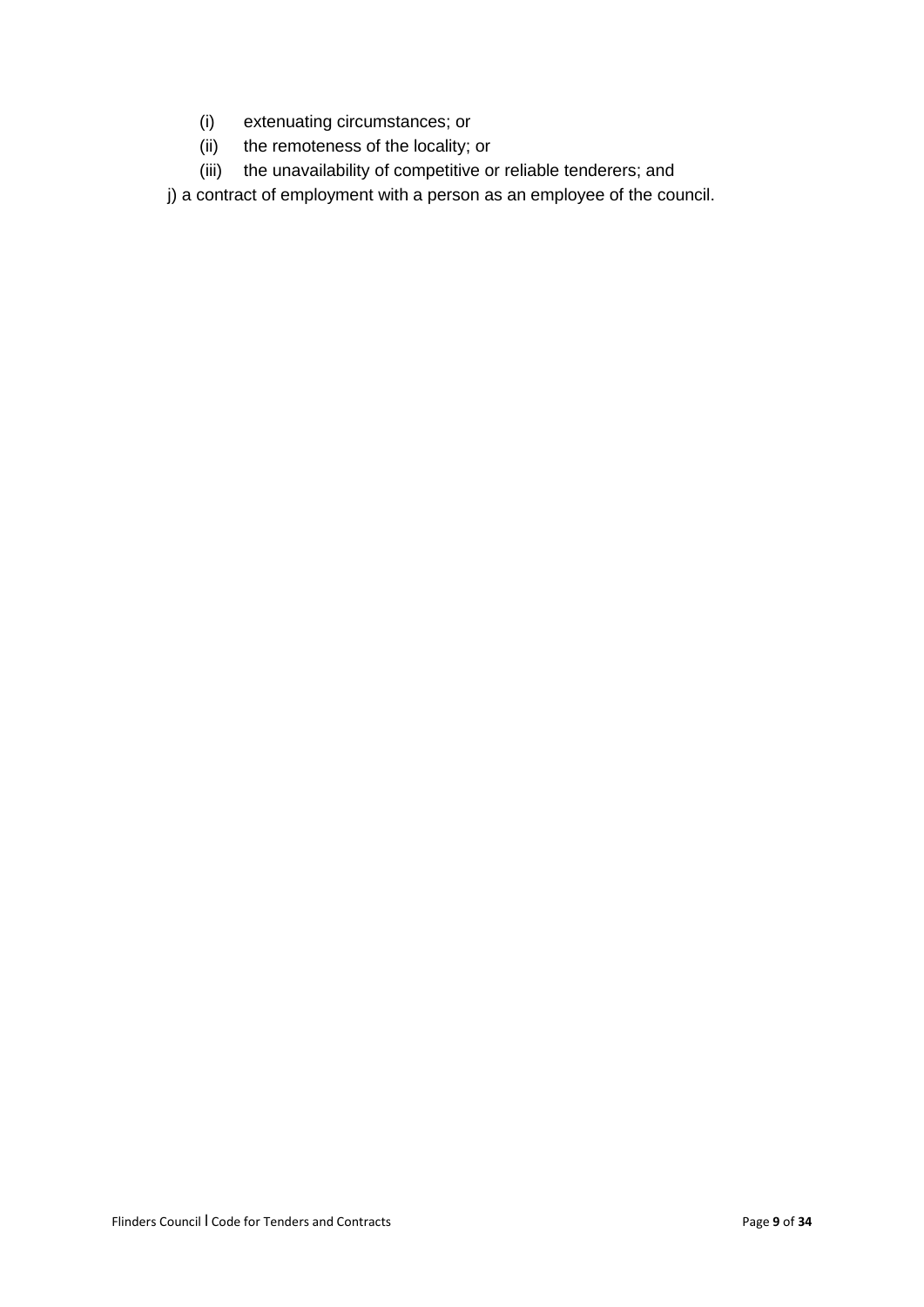- (i) extenuating circumstances; or
- (ii) the remoteness of the locality; or
- (iii) the unavailability of competitive or reliable tenderers; and

j) a contract of employment with a person as an employee of the council.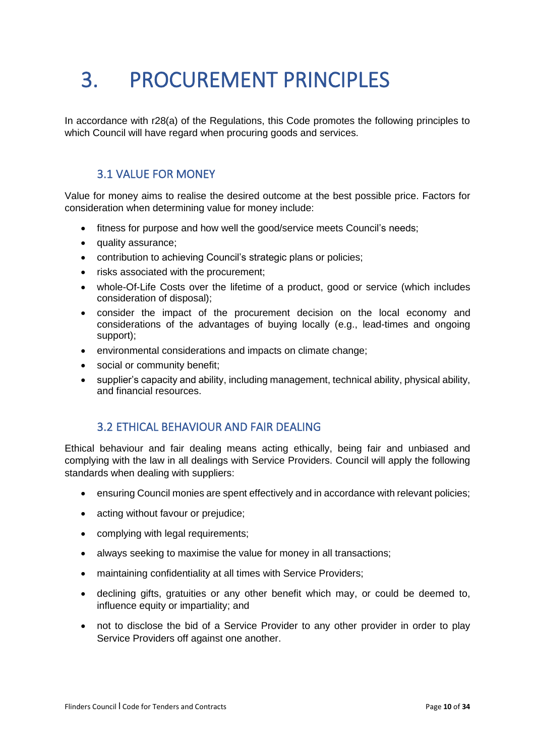# 3. PROCUREMENT PRINCIPLES

In accordance with r28(a) of the Regulations, this Code promotes the following principles to which Council will have regard when procuring goods and services.

## 3.1 VALUE FOR MONEY

Value for money aims to realise the desired outcome at the best possible price. Factors for consideration when determining value for money include:

- fitness for purpose and how well the good/service meets Council's needs;
- quality assurance;
- contribution to achieving Council's strategic plans or policies;
- risks associated with the procurement;
- whole-Of-Life Costs over the lifetime of a product, good or service (which includes consideration of disposal);
- consider the impact of the procurement decision on the local economy and considerations of the advantages of buying locally (e.g., lead-times and ongoing support);
- environmental considerations and impacts on climate change;
- social or community benefit;
- supplier's capacity and ability, including management, technical ability, physical ability, and financial resources.

## 3.2 ETHICAL BEHAVIOUR AND FAIR DEALING

Ethical behaviour and fair dealing means acting ethically, being fair and unbiased and complying with the law in all dealings with Service Providers. Council will apply the following standards when dealing with suppliers:

- ensuring Council monies are spent effectively and in accordance with relevant policies;
- acting without favour or prejudice;
- complying with legal requirements;
- always seeking to maximise the value for money in all transactions;
- maintaining confidentiality at all times with Service Providers;
- declining gifts, gratuities or any other benefit which may, or could be deemed to, influence equity or impartiality; and
- not to disclose the bid of a Service Provider to any other provider in order to play Service Providers off against one another.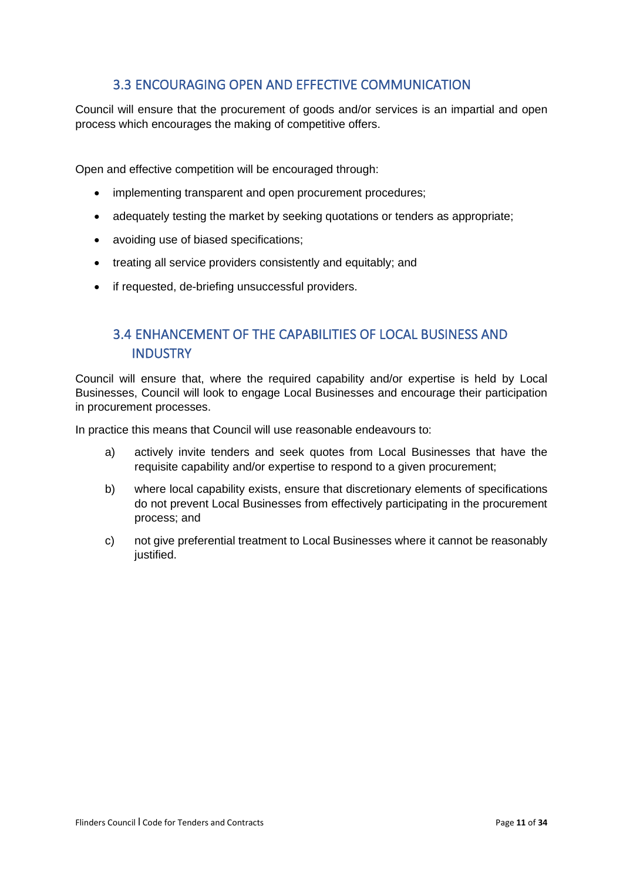## 3.3 ENCOURAGING OPEN AND EFFECTIVE COMMUNICATION

Council will ensure that the procurement of goods and/or services is an impartial and open process which encourages the making of competitive offers.

Open and effective competition will be encouraged through:

- implementing transparent and open procurement procedures;
- adequately testing the market by seeking quotations or tenders as appropriate;
- avoiding use of biased specifications;
- treating all service providers consistently and equitably; and
- if requested, de-briefing unsuccessful providers.

## 3.4 ENHANCEMENT OF THE CAPABILITIES OF LOCAL BUSINESS AND INDUSTRY

Council will ensure that, where the required capability and/or expertise is held by Local Businesses, Council will look to engage Local Businesses and encourage their participation in procurement processes.

In practice this means that Council will use reasonable endeavours to:

a) actively invite tenders and seek quotes from Local Businesses that have the requisite capability and/or expertise to respond to a given procurement;

b) where local capability exists, ensure that discretionary elements of specifications do not prevent Local Businesses from effectively participating in the procurement process; and

c) not give preferential treatment to Local Businesses where it cannot be reasonably justified.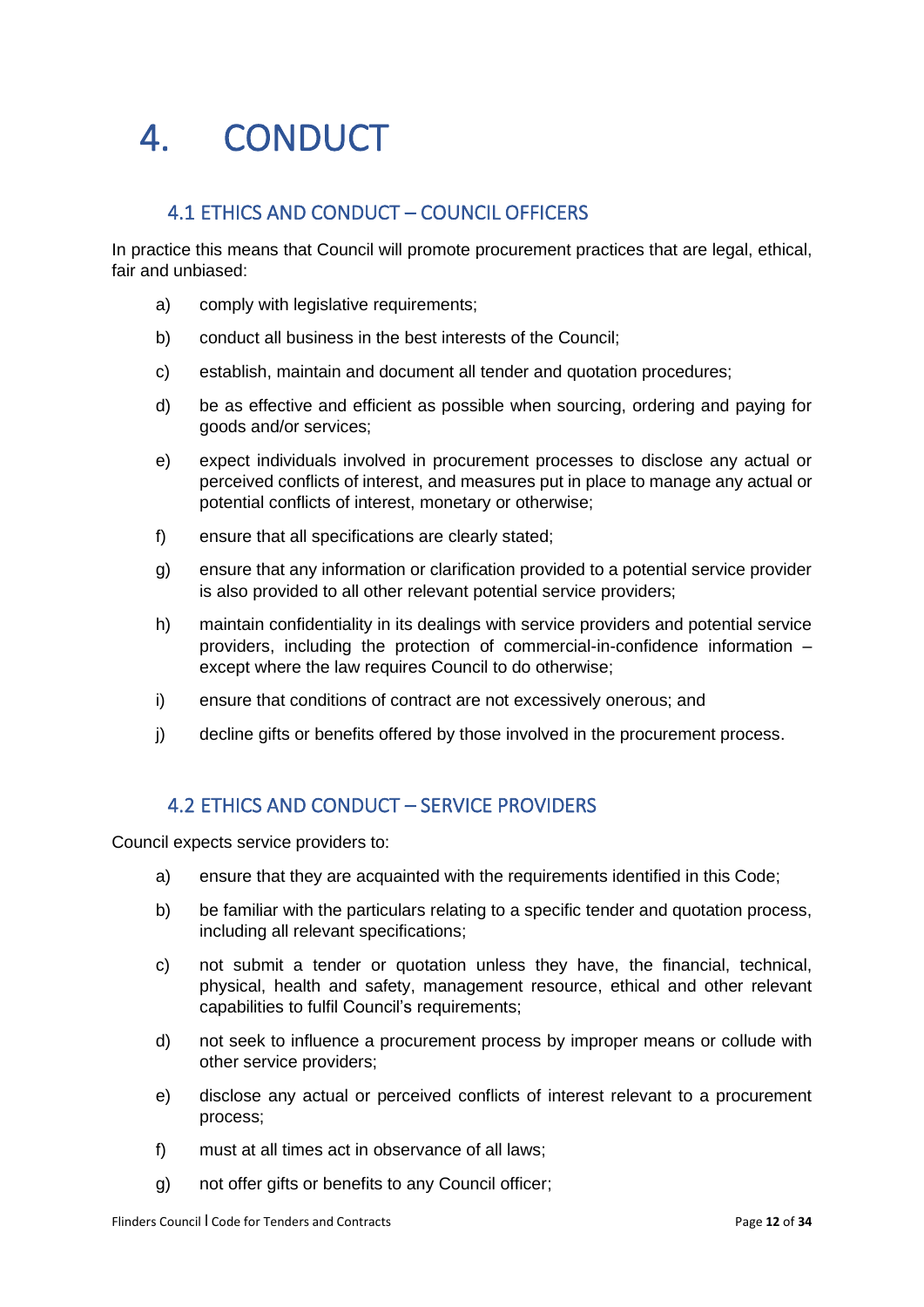# 4. CONDUCT

## 4.1 ETHICS AND CONDUCT – COUNCIL OFFICERS

In practice this means that Council will promote procurement practices that are legal, ethical, fair and unbiased:

a) comply with legislative requirements;

b) conduct all business in the best interests of the Council;

c) establish, maintain and document all tender and quotation procedures;

d) be as effective and efficient as possible when sourcing, ordering and paying for goods and/or services;

e) expect individuals involved in procurement processes to disclose any actual or perceived conflicts of interest, and measures put in place to manage any actual or potential conflicts of interest, monetary or otherwise;

f) ensure that all specifications are clearly stated;

g) ensure that any information or clarification provided to a potential service provider is also provided to all other relevant potential service providers;

h) maintain confidentiality in its dealings with service providers and potential service providers, including the protection of commercial-in-confidence information – except where the law requires Council to do otherwise;

i) ensure that conditions of contract are not excessively onerous; and

j) decline gifts or benefits offered by those involved in the procurement process.

## 4.2 ETHICS AND CONDUCT – SERVICE PROVIDERS

Council expects service providers to:

a) ensure that they are acquainted with the requirements identified in this Code;

b) be familiar with the particulars relating to a specific tender and quotation process, including all relevant specifications;

c) not submit a tender or quotation unless they have, the financial, technical, physical, health and safety, management resource, ethical and other relevant capabilities to fulfil Council's requirements;

d) not seek to influence a procurement process by improper means or collude with other service providers;

e) disclose any actual or perceived conflicts of interest relevant to a procurement process;

f) must at all times act in observance of all laws;

g) not offer gifts or benefits to any Council officer;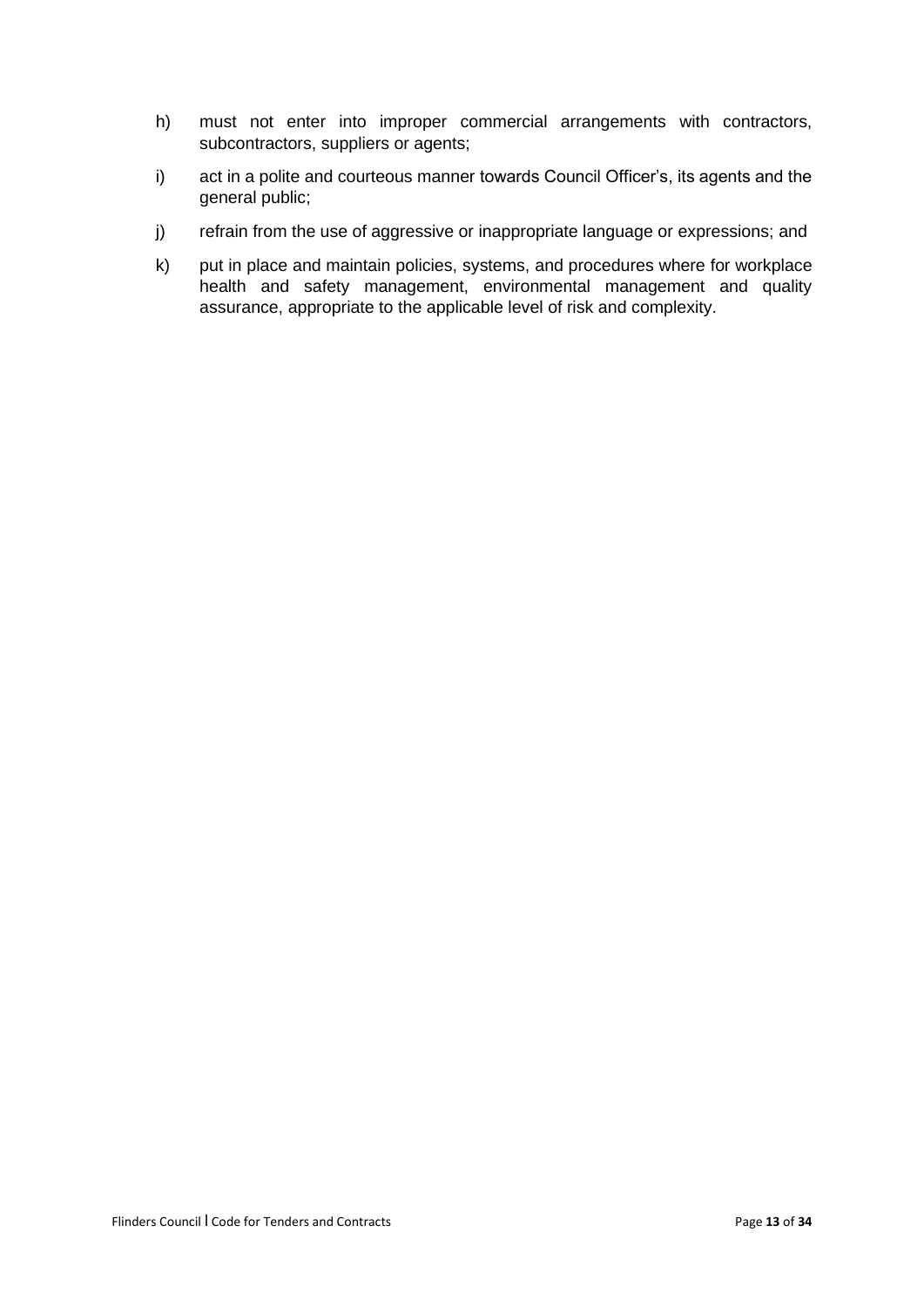h) must not enter into improper commercial arrangements with contractors, subcontractors, suppliers or agents;

i) act in a polite and courteous manner towards Council Officer's, its agents and the general public;

j) refrain from the use of aggressive or inappropriate language or expressions; and

k) put in place and maintain policies, systems, and procedures where for workplace health and safety management, environmental management and quality assurance, appropriate to the applicable level of risk and complexity.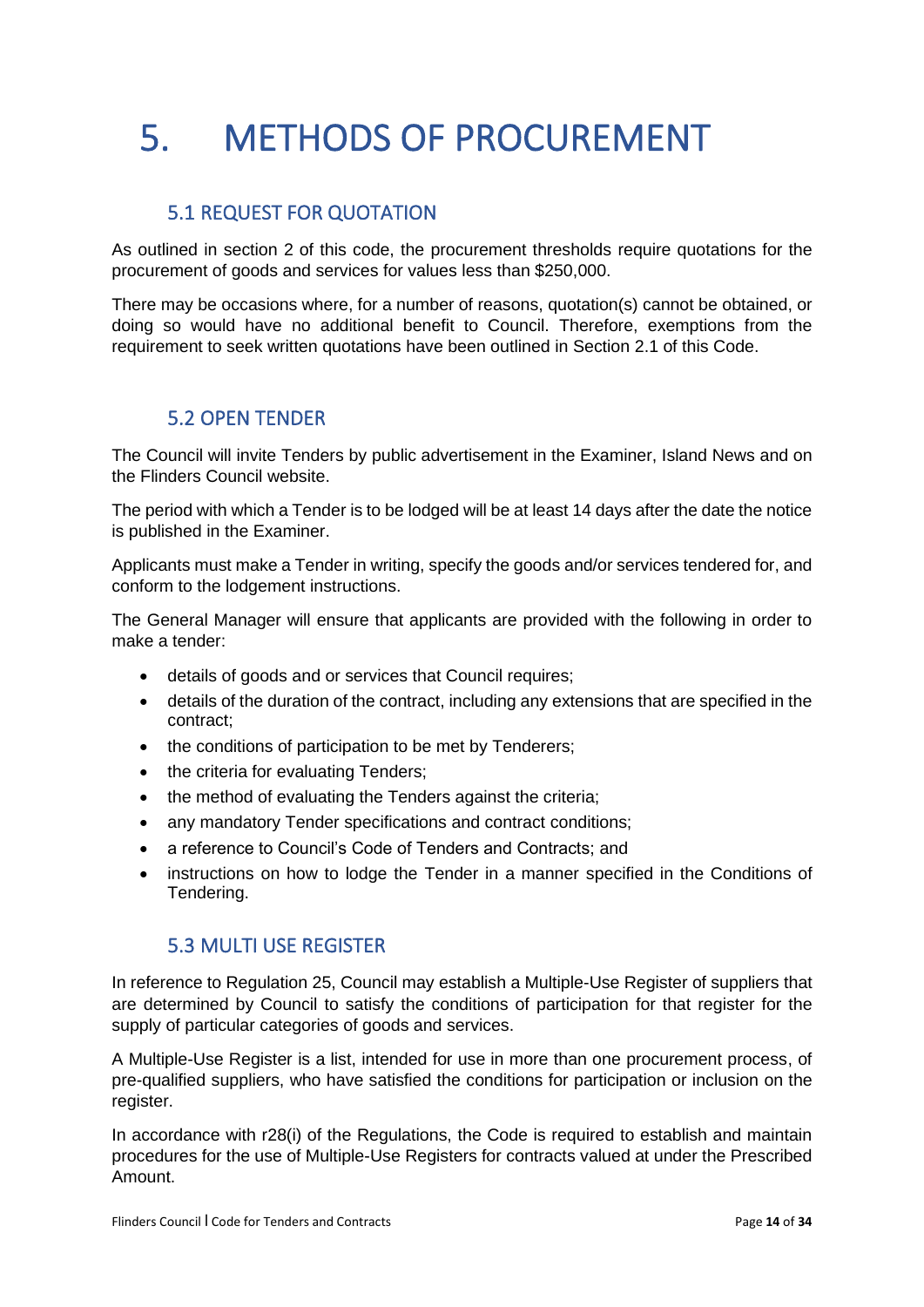# 5. METHODS OF PROCUREMENT

## 5.1 REQUEST FOR QUOTATION

As outlined in section 2 of this code, the procurement thresholds require quotations for the procurement of goods and services for values less than $250,000.

There may be occasions where, for a number of reasons, quotation(s) cannot be obtained, or doing so would have no additional benefit to Council. Therefore, exemptions from the requirement to seek written quotations have been outlined in Section 2.1 of this Code.

## 5.2 OPEN TENDER

The Council will invite Tenders by public advertisement in the Examiner, Island News and on the Flinders Council website.

The period with which a Tender is to be lodged will be at least 14 days after the date the notice is published in the Examiner.

Applicants must make a Tender in writing, specify the goods and/or services tendered for, and conform to the lodgement instructions.

The General Manager will ensure that applicants are provided with the following in order to make a tender:

- details of goods and or services that Council requires;
- details of the duration of the contract, including any extensions that are specified in the contract;
- the conditions of participation to be met by Tenderers;
- the criteria for evaluating Tenders;
- the method of evaluating the Tenders against the criteria;
- any mandatory Tender specifications and contract conditions;
- a reference to Council's Code of Tenders and Contracts; and
- instructions on how to lodge the Tender in a manner specified in the Conditions of Tendering.

## 5.3 MULTI USE REGISTER

In reference to Regulation 25, Council may establish a Multiple-Use Register of suppliers that are determined by Council to satisfy the conditions of participation for that register for the supply of particular categories of goods and services.

A Multiple-Use Register is a list, intended for use in more than one procurement process, of pre-qualified suppliers, who have satisfied the conditions for participation or inclusion on the register.

In accordance with r28(i) of the Regulations, the Code is required to establish and maintain procedures for the use of Multiple-Use Registers for contracts valued at under the Prescribed Amount.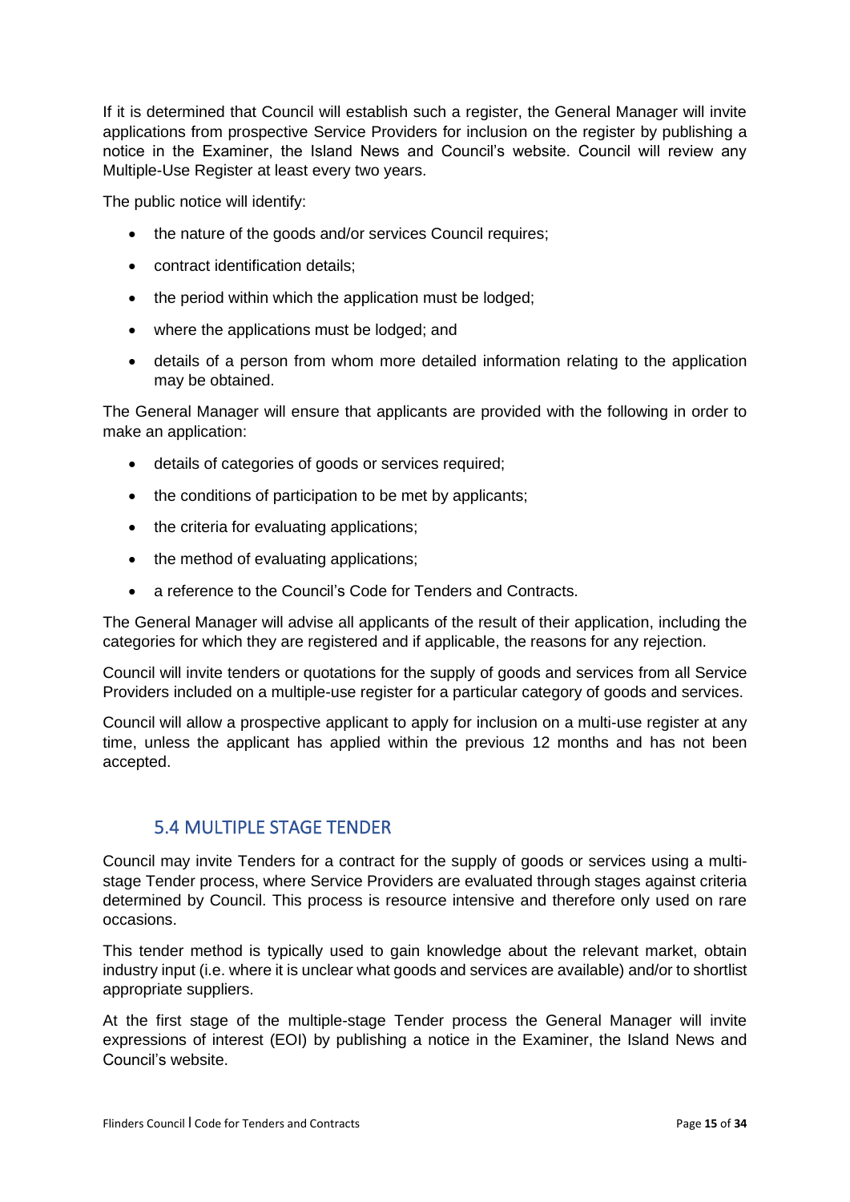If it is determined that Council will establish such a register, the General Manager will invite applications from prospective Service Providers for inclusion on the register by publishing a notice in the Examiner, the Island News and Council's website. Council will review any Multiple-Use Register at least every two years.

The public notice will identify:

- the nature of the goods and/or services Council requires;
- contract identification details;
- the period within which the application must be lodged;
- where the applications must be lodged; and
- details of a person from whom more detailed information relating to the application may be obtained.

The General Manager will ensure that applicants are provided with the following in order to make an application:

- details of categories of goods or services required;
- the conditions of participation to be met by applicants;
- the criteria for evaluating applications;
- the method of evaluating applications;
- a reference to the Council's Code for Tenders and Contracts.

The General Manager will advise all applicants of the result of their application, including the categories for which they are registered and if applicable, the reasons for any rejection.

Council will invite tenders or quotations for the supply of goods and services from all Service Providers included on a multiple-use register for a particular category of goods and services.

Council will allow a prospective applicant to apply for inclusion on a multi-use register at any time, unless the applicant has applied within the previous 12 months and has not been accepted.

## 5.4 MULTIPLE STAGE TENDER

Council may invite Tenders for a contract for the supply of goods or services using a multi-stage Tender process, where Service Providers are evaluated through stages against criteria determined by Council. This process is resource intensive and therefore only used on rare occasions.

This tender method is typically used to gain knowledge about the relevant market, obtain industry input (i.e. where it is unclear what goods and services are available) and/or to shortlist appropriate suppliers.

At the first stage of the multiple-stage Tender process the General Manager will invite expressions of interest (EOI) by publishing a notice in the Examiner, the Island News and Council's website.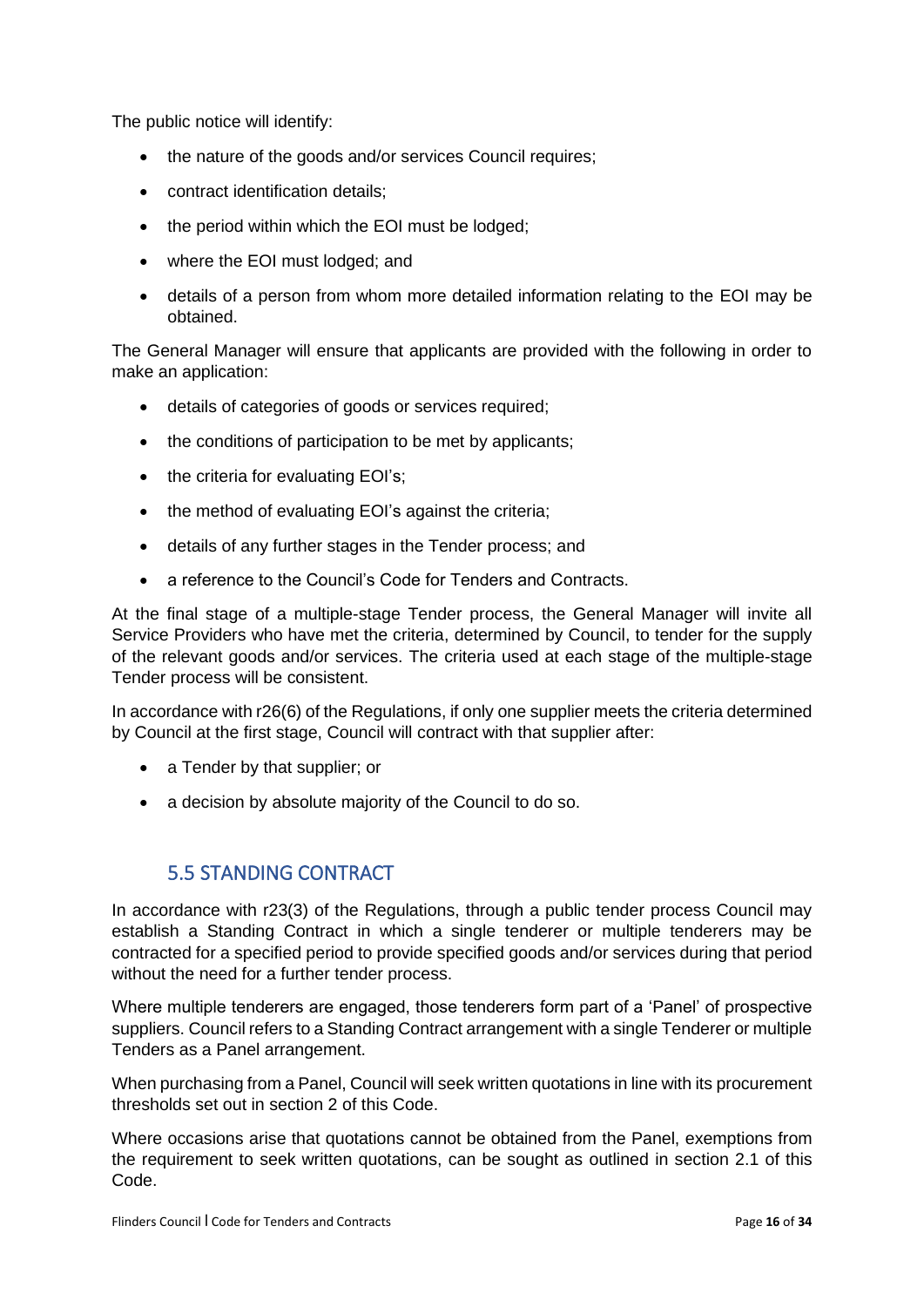The public notice will identify:

- the nature of the goods and/or services Council requires;
- contract identification details;
- the period within which the EOI must be lodged;
- where the EOI must lodged; and
- details of a person from whom more detailed information relating to the EOI may be obtained.

The General Manager will ensure that applicants are provided with the following in order to make an application:

- details of categories of goods or services required;
- the conditions of participation to be met by applicants;
- the criteria for evaluating EOI's;
- the method of evaluating EOI's against the criteria;
- details of any further stages in the Tender process; and
- a reference to the Council's Code for Tenders and Contracts.

At the final stage of a multiple-stage Tender process, the General Manager will invite all Service Providers who have met the criteria, determined by Council, to tender for the supply of the relevant goods and/or services. The criteria used at each stage of the multiple-stage Tender process will be consistent.

In accordance with r26(6) of the Regulations, if only one supplier meets the criteria determined by Council at the first stage, Council will contract with that supplier after:

- a Tender by that supplier; or
- a decision by absolute majority of the Council to do so.

## 5.5 STANDING CONTRACT

In accordance with r23(3) of the Regulations, through a public tender process Council may establish a Standing Contract in which a single tenderer or multiple tenderers may be contracted for a specified period to provide specified goods and/or services during that period without the need for a further tender process.

Where multiple tenderers are engaged, those tenderers form part of a 'Panel' of prospective suppliers. Council refers to a Standing Contract arrangement with a single Tenderer or multiple Tenders as a Panel arrangement.

When purchasing from a Panel, Council will seek written quotations in line with its procurement thresholds set out in section 2 of this Code.

Where occasions arise that quotations cannot be obtained from the Panel, exemptions from the requirement to seek written quotations, can be sought as outlined in section 2.1 of this Code.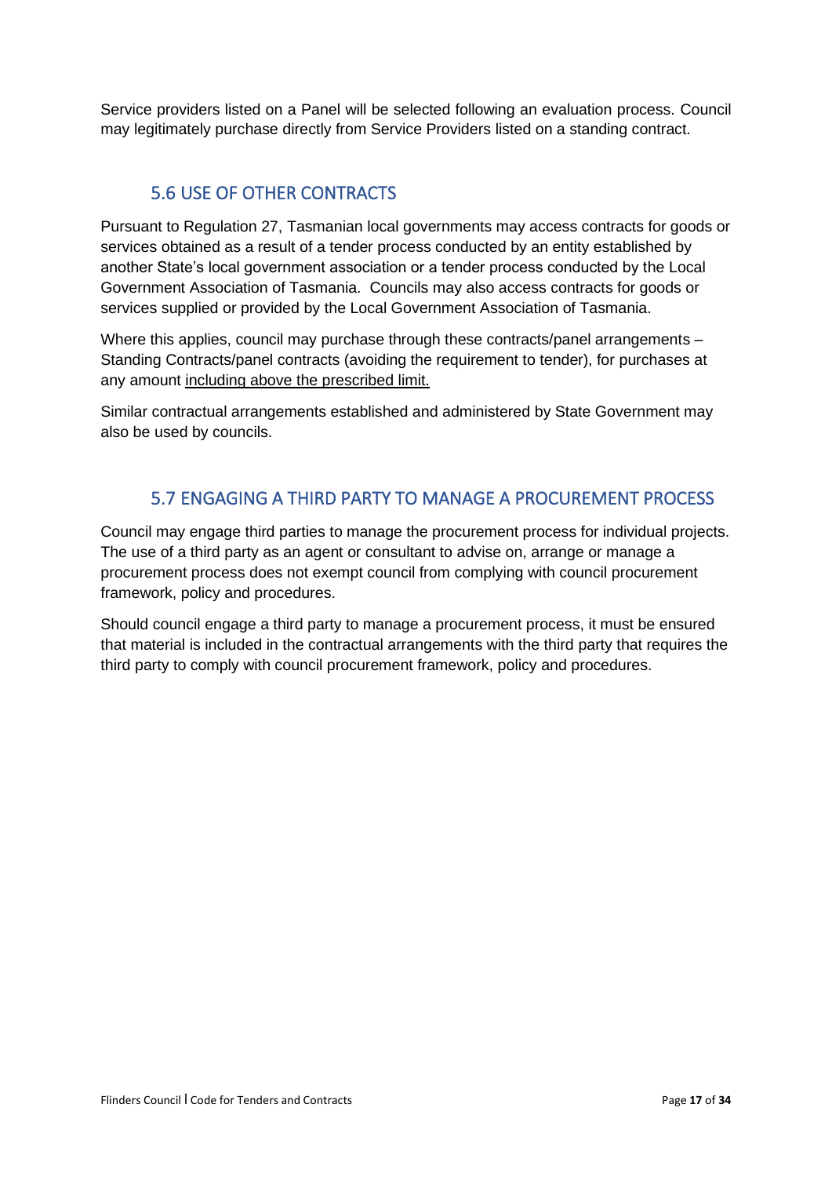Service providers listed on a Panel will be selected following an evaluation process. Council may legitimately purchase directly from Service Providers listed on a standing contract.

## 5.6 USE OF OTHER CONTRACTS

Pursuant to Regulation 27, Tasmanian local governments may access contracts for goods or services obtained as a result of a tender process conducted by an entity established by another State's local government association or a tender process conducted by the Local Government Association of Tasmania. Councils may also access contracts for goods or services supplied or provided by the Local Government Association of Tasmania.

Where this applies, council may purchase through these contracts/panel arrangements – Standing Contracts/panel contracts (avoiding the requirement to tender), for purchases at any amount <u>including above the prescribed limit.</u>

Similar contractual arrangements established and administered by State Government may also be used by councils.

## 5.7 ENGAGING A THIRD PARTY TO MANAGE A PROCUREMENT PROCESS

Council may engage third parties to manage the procurement process for individual projects. The use of a third party as an agent or consultant to advise on, arrange or manage a procurement process does not exempt council from complying with council procurement framework, policy and procedures.

Should council engage a third party to manage a procurement process, it must be ensured that material is included in the contractual arrangements with the third party that requires the third party to comply with council procurement framework, policy and procedures.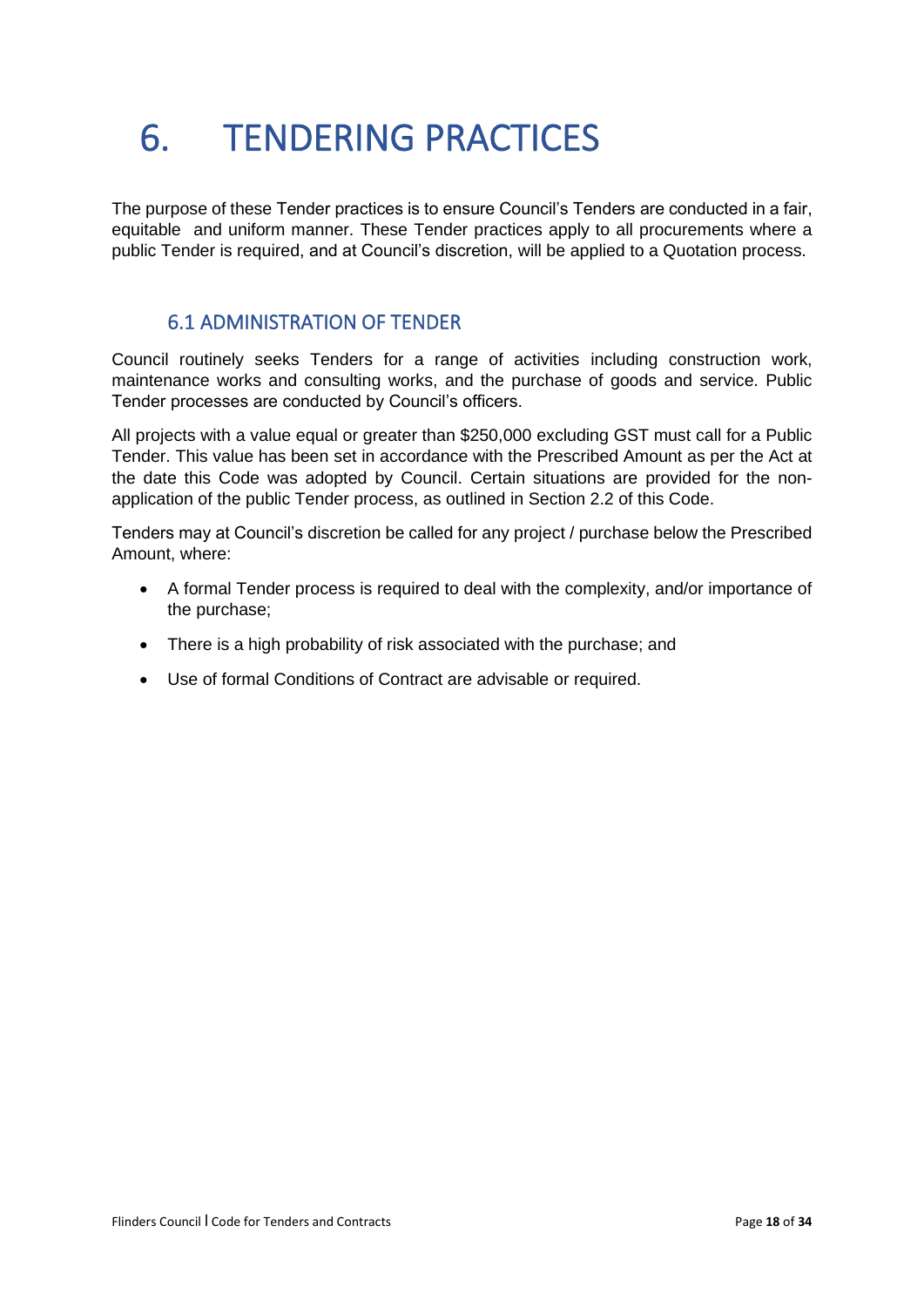# 6. TENDERING PRACTICES

The purpose of these Tender practices is to ensure Council's Tenders are conducted in a fair, equitable and uniform manner. These Tender practices apply to all procurements where a public Tender is required, and at Council's discretion, will be applied to a Quotation process.

## 6.1 ADMINISTRATION OF TENDER

Council routinely seeks Tenders for a range of activities including construction work, maintenance works and consulting works, and the purchase of goods and service. Public Tender processes are conducted by Council's officers.

All projects with a value equal or greater than $250,000 excluding GST must call for a Public Tender. This value has been set in accordance with the Prescribed Amount as per the Act at the date this Code was adopted by Council. Certain situations are provided for the non-application of the public Tender process, as outlined in Section 2.2 of this Code.

Tenders may at Council's discretion be called for any project / purchase below the Prescribed Amount, where:

- A formal Tender process is required to deal with the complexity, and/or importance of the purchase;
- There is a high probability of risk associated with the purchase; and
- Use of formal Conditions of Contract are advisable or required.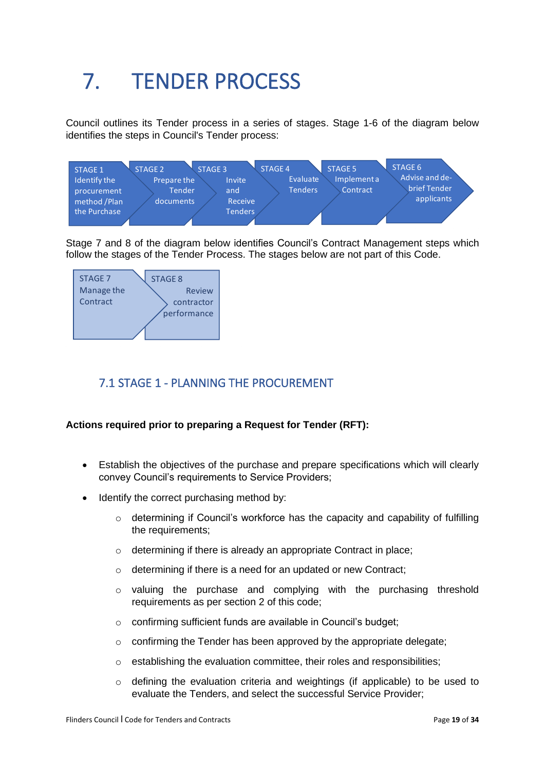# 7. TENDER PROCESS

Council outlines its Tender process in a series of stages. Stage 1-6 of the diagram below identifies the steps in Council's Tender process:

| STAGE 1 | STAGE 2 | STAGE 3 | STAGE 4 | STAGE 5 | STAGE 6 |
| --- | --- | --- | --- | --- | --- |
| Identify the procurement method /Plan the Purchase | Prepare the Tender documents | Invite and Receive Tenders | Evaluate Tenders | Implement a Contract | Advise and de-brief Tender applicants |

Stage 7 and 8 of the diagram below identifies Council's Contract Management steps which follow the stages of the Tender Process. The stages below are not part of this Code.

| STAGE 7 | STAGE 8 |
| --- | --- |
| Manage the Contract | Review contractor performance |

## 7.1 STAGE 1 - PLANNING THE PROCUREMENT

**Actions required prior to preparing a Request for Tender (RFT):**

- Establish the objectives of the purchase and prepare specifications which will clearly convey Council's requirements to Service Providers;
- Identify the correct purchasing method by:
  - determining if Council's workforce has the capacity and capability of fulfilling the requirements;
  - determining if there is already an appropriate Contract in place;
  - determining if there is a need for an updated or new Contract;
  - valuing the purchase and complying with the purchasing threshold requirements as per section 2 of this code;
  - confirming sufficient funds are available in Council's budget;
  - confirming the Tender has been approved by the appropriate delegate;
  - establishing the evaluation committee, their roles and responsibilities;
  - defining the evaluation criteria and weightings (if applicable) to be used to evaluate the Tenders, and select the successful Service Provider;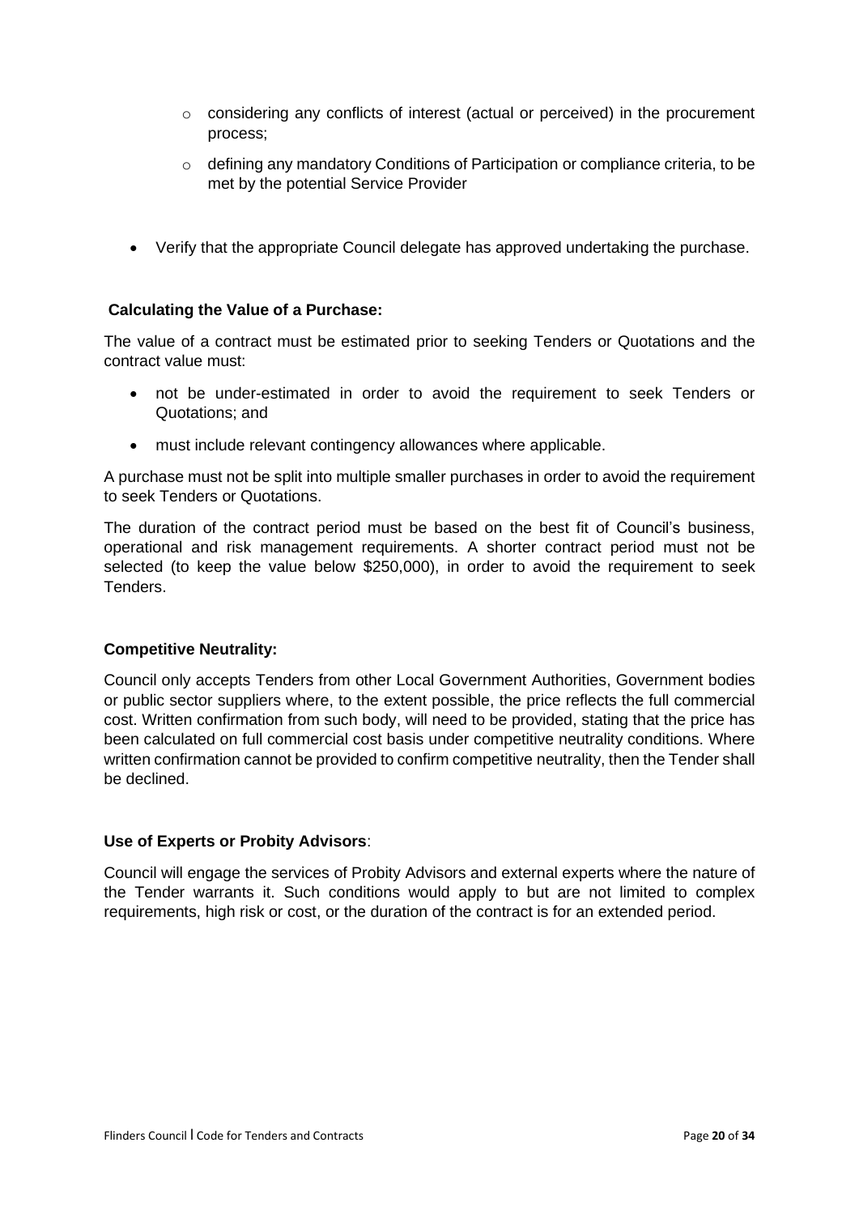- considering any conflicts of interest (actual or perceived) in the procurement process;
    - defining any mandatory Conditions of Participation or compliance criteria, to be met by the potential Service Provider

- Verify that the appropriate Council delegate has approved undertaking the purchase.

**Calculating the Value of a Purchase:**

The value of a contract must be estimated prior to seeking Tenders or Quotations and the contract value must:

- not be under-estimated in order to avoid the requirement to seek Tenders or Quotations; and
- must include relevant contingency allowances where applicable.

A purchase must not be split into multiple smaller purchases in order to avoid the requirement to seek Tenders or Quotations.

The duration of the contract period must be based on the best fit of Council's business, operational and risk management requirements. A shorter contract period must not be selected (to keep the value below $250,000), in order to avoid the requirement to seek Tenders.

**Competitive Neutrality:**

Council only accepts Tenders from other Local Government Authorities, Government bodies or public sector suppliers where, to the extent possible, the price reflects the full commercial cost. Written confirmation from such body, will need to be provided, stating that the price has been calculated on full commercial cost basis under competitive neutrality conditions. Where written confirmation cannot be provided to confirm competitive neutrality, then the Tender shall be declined.

**Use of Experts or Probity Advisors**:

Council will engage the services of Probity Advisors and external experts where the nature of the Tender warrants it. Such conditions would apply to but are not limited to complex requirements, high risk or cost, or the duration of the contract is for an extended period.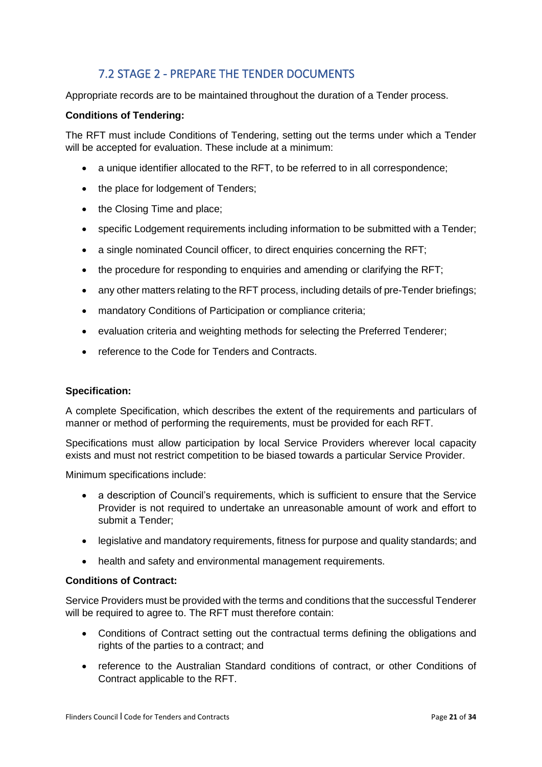## 7.2 STAGE 2 - PREPARE THE TENDER DOCUMENTS

Appropriate records are to be maintained throughout the duration of a Tender process.

**Conditions of Tendering:**

The RFT must include Conditions of Tendering, setting out the terms under which a Tender will be accepted for evaluation. These include at a minimum:

- a unique identifier allocated to the RFT, to be referred to in all correspondence;
- the place for lodgement of Tenders;
- the Closing Time and place;
- specific Lodgement requirements including information to be submitted with a Tender;
- a single nominated Council officer, to direct enquiries concerning the RFT;
- the procedure for responding to enquiries and amending or clarifying the RFT;
- any other matters relating to the RFT process, including details of pre-Tender briefings;
- mandatory Conditions of Participation or compliance criteria;
- evaluation criteria and weighting methods for selecting the Preferred Tenderer;
- reference to the Code for Tenders and Contracts.

**Specification:**

A complete Specification, which describes the extent of the requirements and particulars of manner or method of performing the requirements, must be provided for each RFT.

Specifications must allow participation by local Service Providers wherever local capacity exists and must not restrict competition to be biased towards a particular Service Provider.

Minimum specifications include:

- a description of Council's requirements, which is sufficient to ensure that the Service Provider is not required to undertake an unreasonable amount of work and effort to submit a Tender;
- legislative and mandatory requirements, fitness for purpose and quality standards; and
- health and safety and environmental management requirements.

**Conditions of Contract:**

Service Providers must be provided with the terms and conditions that the successful Tenderer will be required to agree to. The RFT must therefore contain:

- Conditions of Contract setting out the contractual terms defining the obligations and rights of the parties to a contract; and
- reference to the Australian Standard conditions of contract, or other Conditions of Contract applicable to the RFT.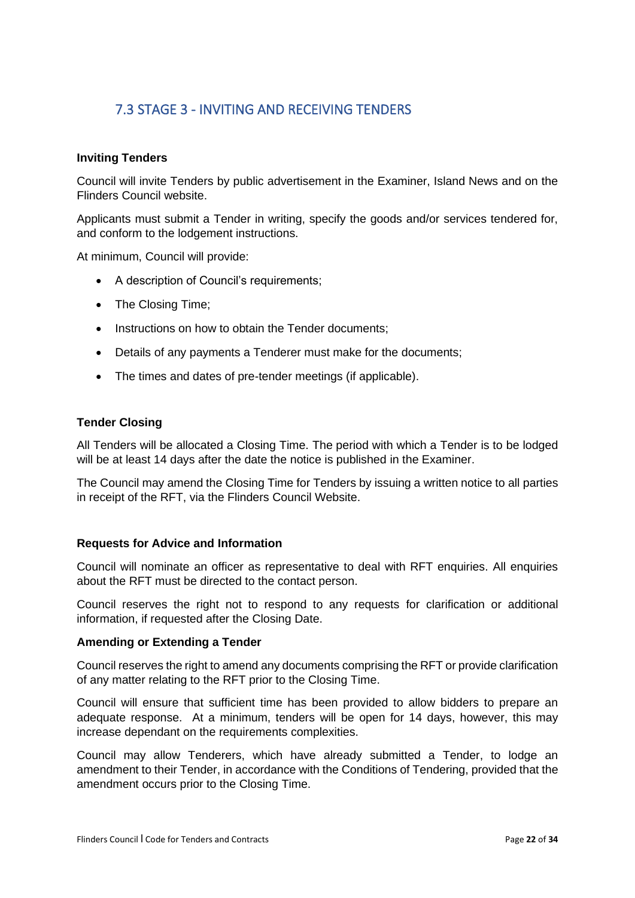## 7.3 STAGE 3 - INVITING AND RECEIVING TENDERS

**Inviting Tenders**

Council will invite Tenders by public advertisement in the Examiner, Island News and on the Flinders Council website.

Applicants must submit a Tender in writing, specify the goods and/or services tendered for, and conform to the lodgement instructions.

At minimum, Council will provide:

- A description of Council's requirements;
- The Closing Time;
- Instructions on how to obtain the Tender documents;
- Details of any payments a Tenderer must make for the documents;
- The times and dates of pre-tender meetings (if applicable).

**Tender Closing**

All Tenders will be allocated a Closing Time. The period with which a Tender is to be lodged will be at least 14 days after the date the notice is published in the Examiner.

The Council may amend the Closing Time for Tenders by issuing a written notice to all parties in receipt of the RFT, via the Flinders Council Website.

**Requests for Advice and Information**

Council will nominate an officer as representative to deal with RFT enquiries. All enquiries about the RFT must be directed to the contact person.

Council reserves the right not to respond to any requests for clarification or additional information, if requested after the Closing Date.

**Amending or Extending a Tender**

Council reserves the right to amend any documents comprising the RFT or provide clarification of any matter relating to the RFT prior to the Closing Time.

Council will ensure that sufficient time has been provided to allow bidders to prepare an adequate response. At a minimum, tenders will be open for 14 days, however, this may increase dependant on the requirements complexities.

Council may allow Tenderers, which have already submitted a Tender, to lodge an amendment to their Tender, in accordance with the Conditions of Tendering, provided that the amendment occurs prior to the Closing Time.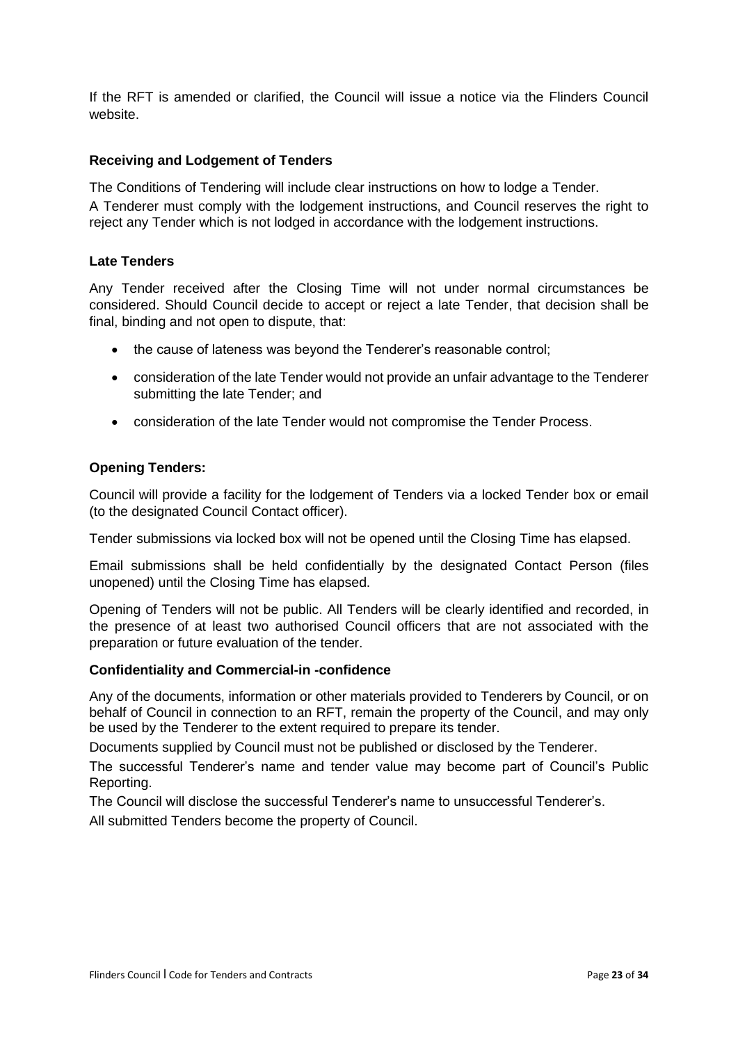If the RFT is amended or clarified, the Council will issue a notice via the Flinders Council website.

### Receiving and Lodgement of Tenders

The Conditions of Tendering will include clear instructions on how to lodge a Tender.

A Tenderer must comply with the lodgement instructions, and Council reserves the right to reject any Tender which is not lodged in accordance with the lodgement instructions.

### Late Tenders

Any Tender received after the Closing Time will not under normal circumstances be considered. Should Council decide to accept or reject a late Tender, that decision shall be final, binding and not open to dispute, that:

- the cause of lateness was beyond the Tenderer's reasonable control;
- consideration of the late Tender would not provide an unfair advantage to the Tenderer submitting the late Tender; and
- consideration of the late Tender would not compromise the Tender Process.

### Opening Tenders:

Council will provide a facility for the lodgement of Tenders via a locked Tender box or email (to the designated Council Contact officer).

Tender submissions via locked box will not be opened until the Closing Time has elapsed.

Email submissions shall be held confidentially by the designated Contact Person (files unopened) until the Closing Time has elapsed.

Opening of Tenders will not be public. All Tenders will be clearly identified and recorded, in the presence of at least two authorised Council officers that are not associated with the preparation or future evaluation of the tender.

### Confidentiality and Commercial-in -confidence

Any of the documents, information or other materials provided to Tenderers by Council, or on behalf of Council in connection to an RFT, remain the property of the Council, and may only be used by the Tenderer to the extent required to prepare its tender.

Documents supplied by Council must not be published or disclosed by the Tenderer.

The successful Tenderer's name and tender value may become part of Council's Public Reporting.

The Council will disclose the successful Tenderer's name to unsuccessful Tenderer's.

All submitted Tenders become the property of Council.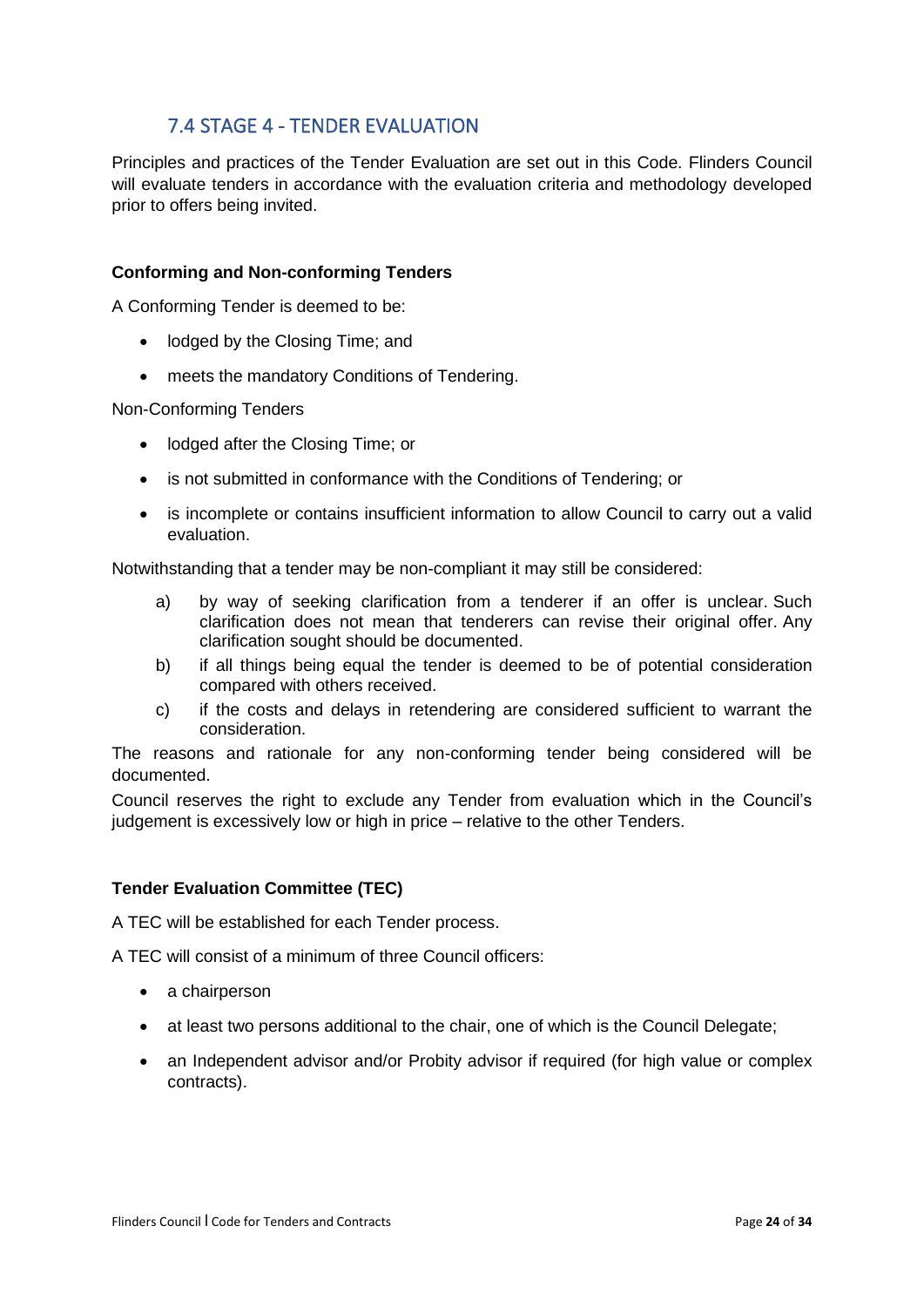## 7.4 STAGE 4 - TENDER EVALUATION

Principles and practices of the Tender Evaluation are set out in this Code. Flinders Council will evaluate tenders in accordance with the evaluation criteria and methodology developed prior to offers being invited.

**Conforming and Non-conforming Tenders**

A Conforming Tender is deemed to be:

- lodged by the Closing Time; and
- meets the mandatory Conditions of Tendering.

Non-Conforming Tenders

- lodged after the Closing Time; or
- is not submitted in conformance with the Conditions of Tendering; or
- is incomplete or contains insufficient information to allow Council to carry out a valid evaluation.

Notwithstanding that a tender may be non-compliant it may still be considered:

a) by way of seeking clarification from a tenderer if an offer is unclear. Such clarification does not mean that tenderers can revise their original offer. Any clarification sought should be documented.

b) if all things being equal the tender is deemed to be of potential consideration compared with others received.

c) if the costs and delays in retendering are considered sufficient to warrant the consideration.

The reasons and rationale for any non-conforming tender being considered will be documented.

Council reserves the right to exclude any Tender from evaluation which in the Council's judgement is excessively low or high in price – relative to the other Tenders.

**Tender Evaluation Committee (TEC)**

A TEC will be established for each Tender process.

A TEC will consist of a minimum of three Council officers:

- a chairperson
- at least two persons additional to the chair, one of which is the Council Delegate;
- an Independent advisor and/or Probity advisor if required (for high value or complex contracts).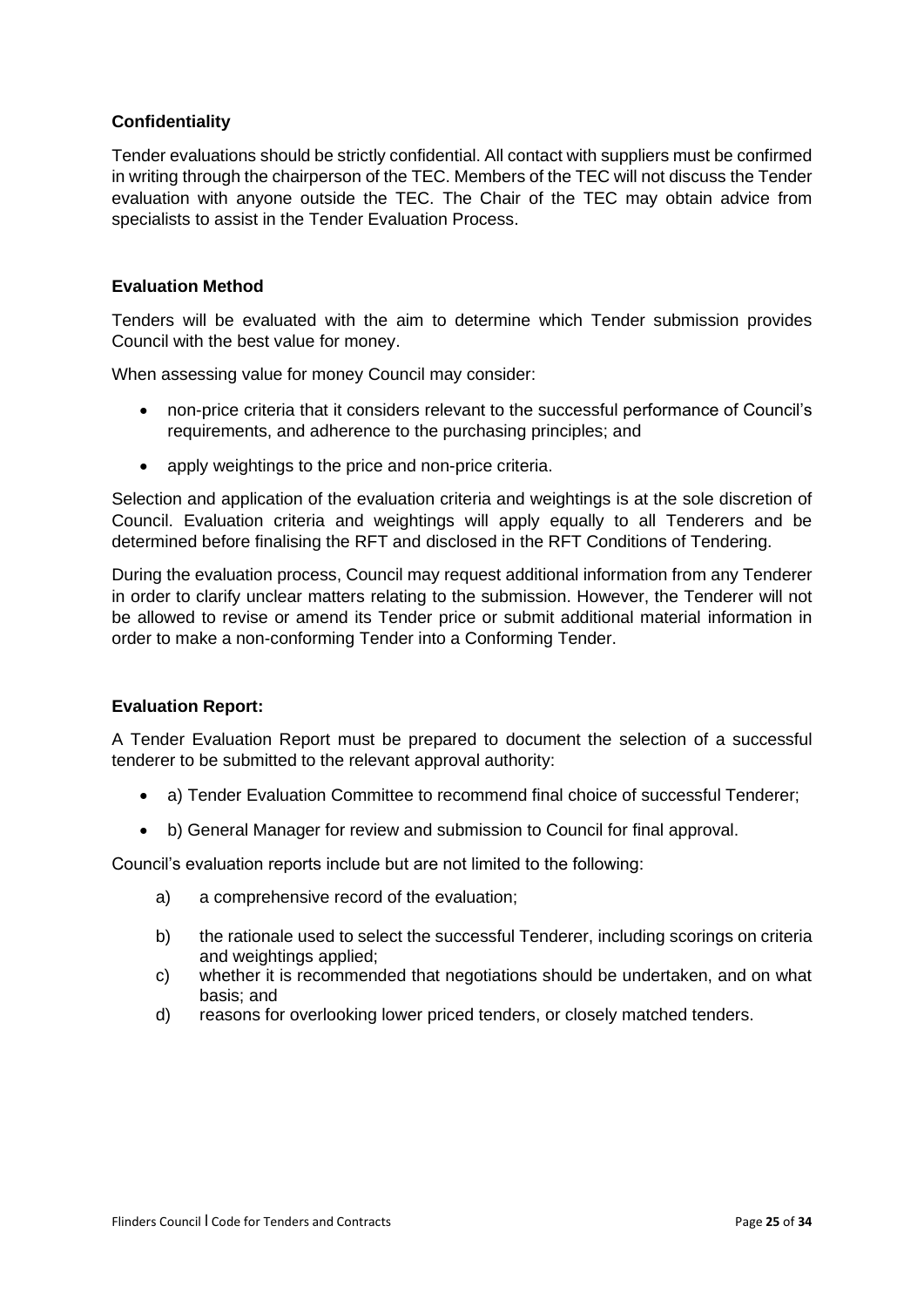### **Confidentiality**

Tender evaluations should be strictly confidential. All contact with suppliers must be confirmed in writing through the chairperson of the TEC. Members of the TEC will not discuss the Tender evaluation with anyone outside the TEC. The Chair of the TEC may obtain advice from specialists to assist in the Tender Evaluation Process.

### **Evaluation Method**

Tenders will be evaluated with the aim to determine which Tender submission provides Council with the best value for money.

When assessing value for money Council may consider:

- non-price criteria that it considers relevant to the successful performance of Council's requirements, and adherence to the purchasing principles; and
- apply weightings to the price and non-price criteria.

Selection and application of the evaluation criteria and weightings is at the sole discretion of Council. Evaluation criteria and weightings will apply equally to all Tenderers and be determined before finalising the RFT and disclosed in the RFT Conditions of Tendering.

During the evaluation process, Council may request additional information from any Tenderer in order to clarify unclear matters relating to the submission. However, the Tenderer will not be allowed to revise or amend its Tender price or submit additional material information in order to make a non-conforming Tender into a Conforming Tender.

### **Evaluation Report:**

A Tender Evaluation Report must be prepared to document the selection of a successful tenderer to be submitted to the relevant approval authority:

- a) Tender Evaluation Committee to recommend final choice of successful Tenderer;
- b) General Manager for review and submission to Council for final approval.

Council's evaluation reports include but are not limited to the following:

a) a comprehensive record of the evaluation;

b) the rationale used to select the successful Tenderer, including scorings on criteria and weightings applied;

c) whether it is recommended that negotiations should be undertaken, and on what basis; and

d) reasons for overlooking lower priced tenders, or closely matched tenders.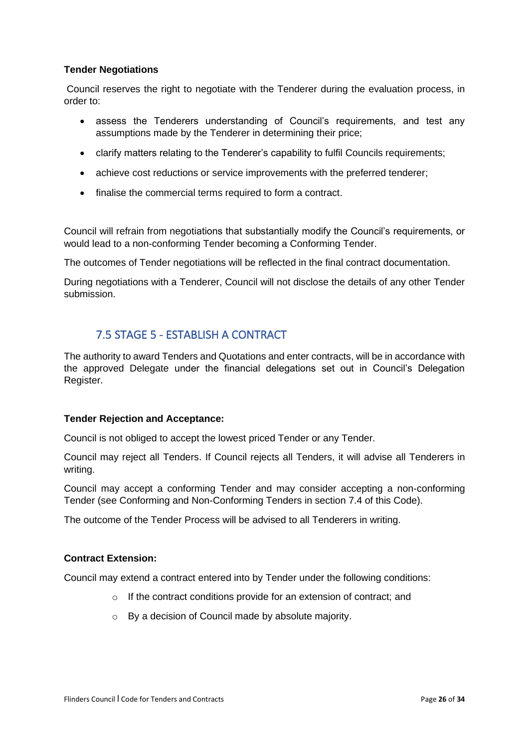**Tender Negotiations**

Council reserves the right to negotiate with the Tenderer during the evaluation process, in order to:

- assess the Tenderers understanding of Council's requirements, and test any assumptions made by the Tenderer in determining their price;
- clarify matters relating to the Tenderer's capability to fulfil Councils requirements;
- achieve cost reductions or service improvements with the preferred tenderer;
- finalise the commercial terms required to form a contract.

Council will refrain from negotiations that substantially modify the Council's requirements, or would lead to a non-conforming Tender becoming a Conforming Tender.

The outcomes of Tender negotiations will be reflected in the final contract documentation.

During negotiations with a Tenderer, Council will not disclose the details of any other Tender submission.

## 7.5 STAGE 5 - ESTABLISH A CONTRACT

The authority to award Tenders and Quotations and enter contracts, will be in accordance with the approved Delegate under the financial delegations set out in Council's Delegation Register.

**Tender Rejection and Acceptance:**

Council is not obliged to accept the lowest priced Tender or any Tender.

Council may reject all Tenders. If Council rejects all Tenders, it will advise all Tenderers in writing.

Council may accept a conforming Tender and may consider accepting a non-conforming Tender (see Conforming and Non-Conforming Tenders in section 7.4 of this Code).

The outcome of the Tender Process will be advised to all Tenderers in writing.

**Contract Extension:**

Council may extend a contract entered into by Tender under the following conditions:

- If the contract conditions provide for an extension of contract; and
- By a decision of Council made by absolute majority.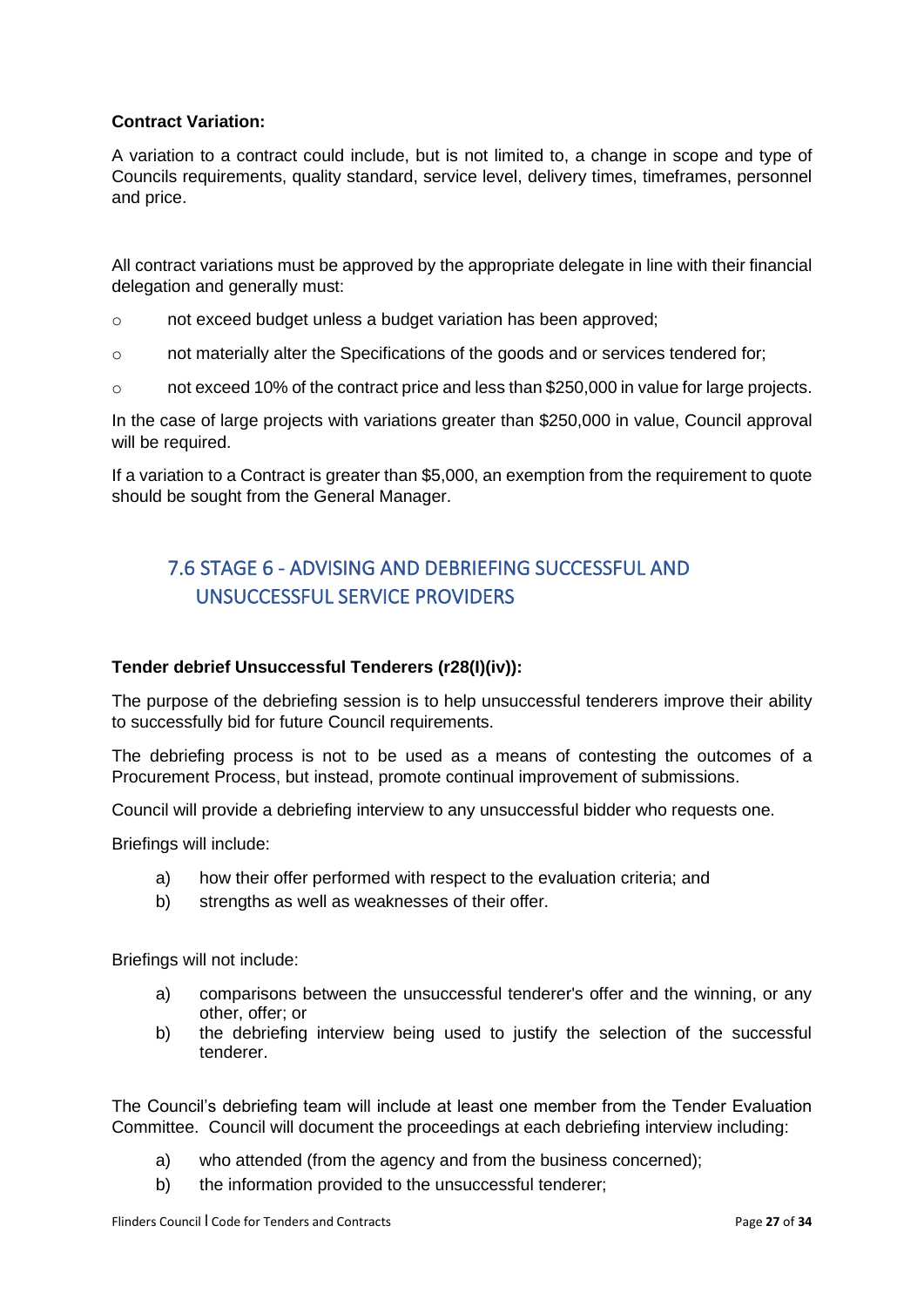**Contract Variation:**

A variation to a contract could include, but is not limited to, a change in scope and type of Councils requirements, quality standard, service level, delivery times, timeframes, personnel and price.

All contract variations must be approved by the appropriate delegate in line with their financial delegation and generally must:

- not exceed budget unless a budget variation has been approved;
- not materially alter the Specifications of the goods and or services tendered for;
- not exceed 10% of the contract price and less than $250,000 in value for large projects.

In the case of large projects with variations greater than $250,000 in value, Council approval will be required.

If a variation to a Contract is greater than $5,000, an exemption from the requirement to quote should be sought from the General Manager.

## 7.6 STAGE 6 - ADVISING AND DEBRIEFING SUCCESSFUL AND UNSUCCESSFUL SERVICE PROVIDERS

**Tender debrief Unsuccessful Tenderers (r28(I)(iv)):**

The purpose of the debriefing session is to help unsuccessful tenderers improve their ability to successfully bid for future Council requirements.

The debriefing process is not to be used as a means of contesting the outcomes of a Procurement Process, but instead, promote continual improvement of submissions.

Council will provide a debriefing interview to any unsuccessful bidder who requests one.

Briefings will include:

a) how their offer performed with respect to the evaluation criteria; and
b) strengths as well as weaknesses of their offer.

Briefings will not include:

a) comparisons between the unsuccessful tenderer's offer and the winning, or any other, offer; or
b) the debriefing interview being used to justify the selection of the successful tenderer.

The Council's debriefing team will include at least one member from the Tender Evaluation Committee. Council will document the proceedings at each debriefing interview including:

a) who attended (from the agency and from the business concerned);
b) the information provided to the unsuccessful tenderer;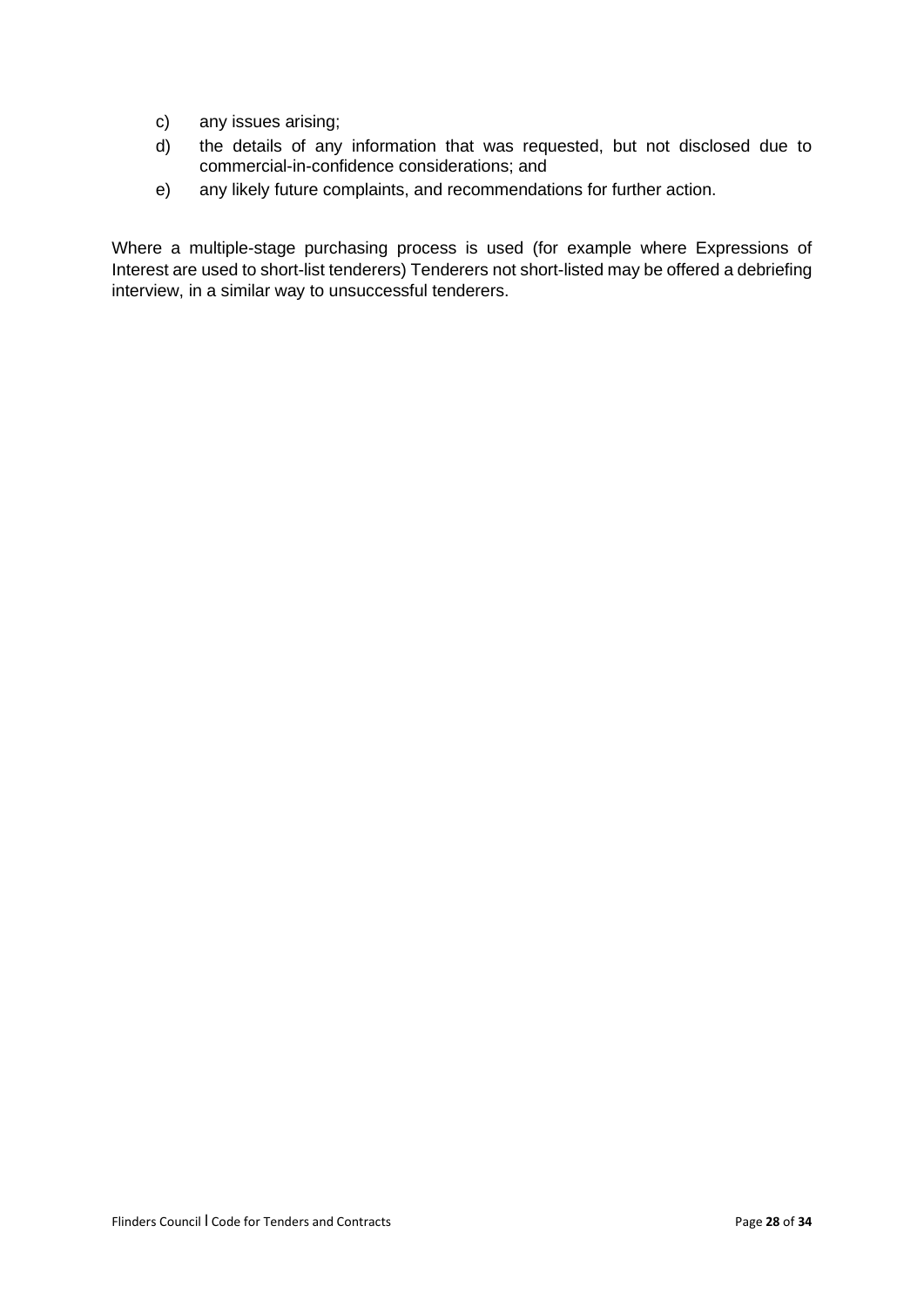c) any issues arising;

d) the details of any information that was requested, but not disclosed due to commercial-in-confidence considerations; and

e) any likely future complaints, and recommendations for further action.

Where a multiple-stage purchasing process is used (for example where Expressions of Interest are used to short-list tenderers) Tenderers not short-listed may be offered a debriefing interview, in a similar way to unsuccessful tenderers.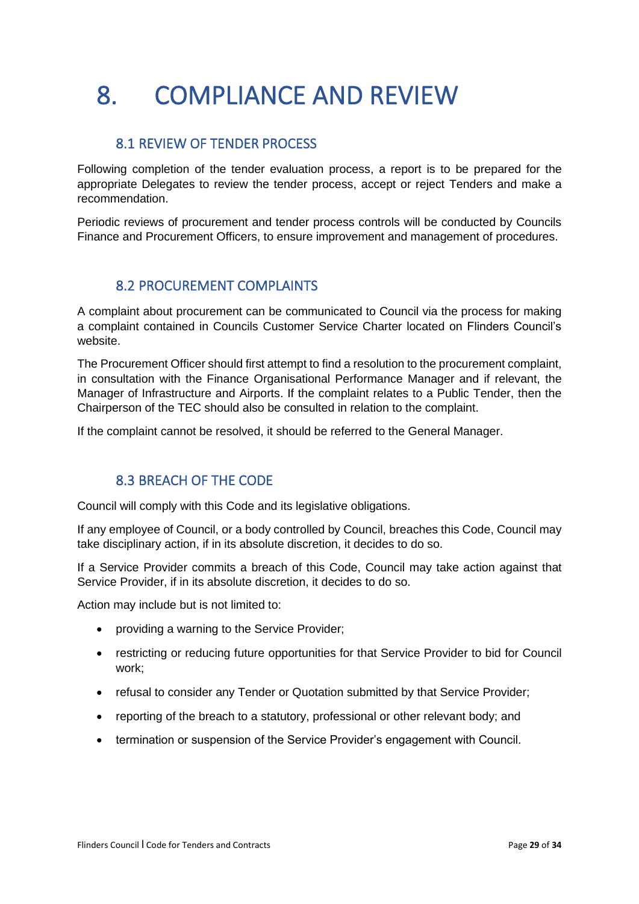# 8. COMPLIANCE AND REVIEW

## 8.1 REVIEW OF TENDER PROCESS

Following completion of the tender evaluation process, a report is to be prepared for the appropriate Delegates to review the tender process, accept or reject Tenders and make a recommendation.

Periodic reviews of procurement and tender process controls will be conducted by Councils Finance and Procurement Officers, to ensure improvement and management of procedures.

## 8.2 PROCUREMENT COMPLAINTS

A complaint about procurement can be communicated to Council via the process for making a complaint contained in Councils Customer Service Charter located on Flinders Council's website.

The Procurement Officer should first attempt to find a resolution to the procurement complaint, in consultation with the Finance Organisational Performance Manager and if relevant, the Manager of Infrastructure and Airports. If the complaint relates to a Public Tender, then the Chairperson of the TEC should also be consulted in relation to the complaint.

If the complaint cannot be resolved, it should be referred to the General Manager.

## 8.3 BREACH OF THE CODE

Council will comply with this Code and its legislative obligations.

If any employee of Council, or a body controlled by Council, breaches this Code, Council may take disciplinary action, if in its absolute discretion, it decides to do so.

If a Service Provider commits a breach of this Code, Council may take action against that Service Provider, if in its absolute discretion, it decides to do so.

Action may include but is not limited to:

- providing a warning to the Service Provider;
- restricting or reducing future opportunities for that Service Provider to bid for Council work;
- refusal to consider any Tender or Quotation submitted by that Service Provider;
- reporting of the breach to a statutory, professional or other relevant body; and
- termination or suspension of the Service Provider's engagement with Council.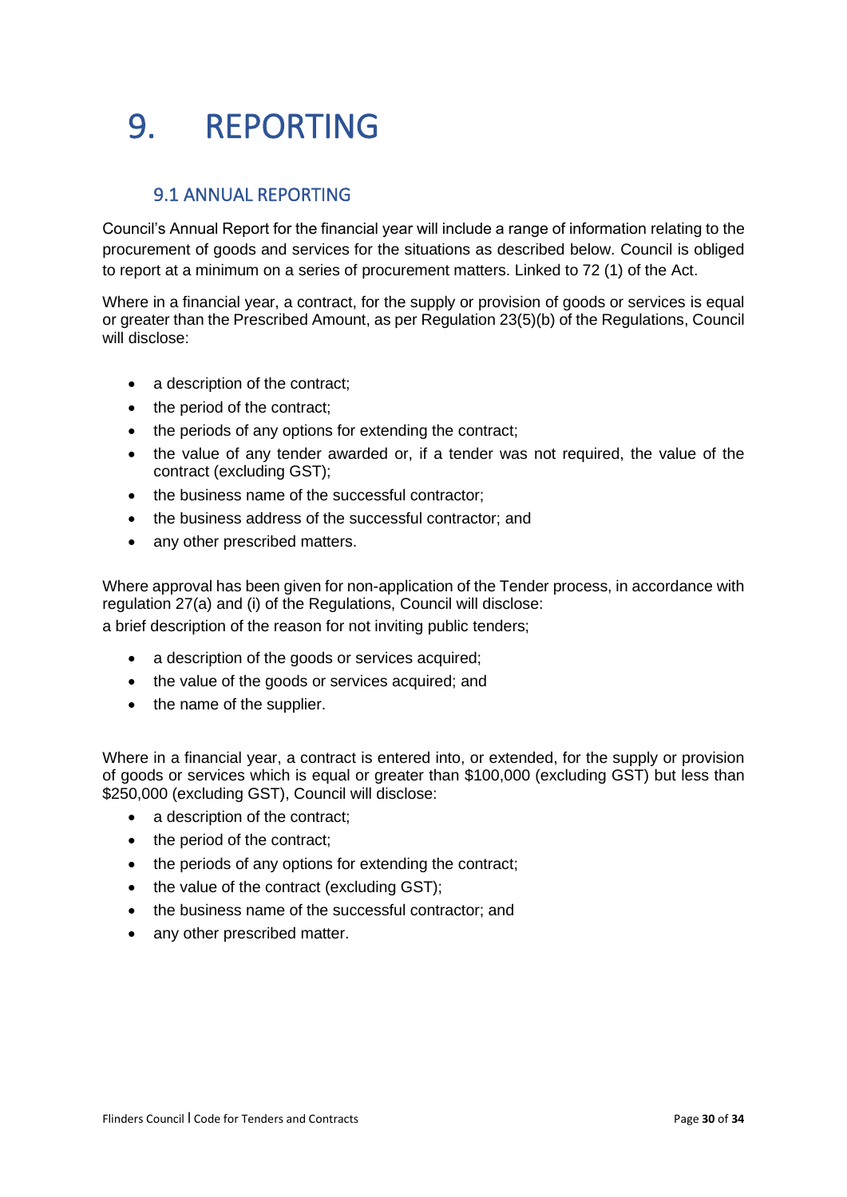# 9. REPORTING

## 9.1 ANNUAL REPORTING

Council's Annual Report for the financial year will include a range of information relating to the procurement of goods and services for the situations as described below. Council is obliged to report at a minimum on a series of procurement matters. Linked to 72 (1) of the Act.

Where in a financial year, a contract, for the supply or provision of goods or services is equal or greater than the Prescribed Amount, as per Regulation 23(5)(b) of the Regulations, Council will disclose:

- a description of the contract;
- the period of the contract;
- the periods of any options for extending the contract;
- the value of any tender awarded or, if a tender was not required, the value of the contract (excluding GST);
- the business name of the successful contractor;
- the business address of the successful contractor; and
- any other prescribed matters.

Where approval has been given for non-application of the Tender process, in accordance with regulation 27(a) and (i) of the Regulations, Council will disclose:
a brief description of the reason for not inviting public tenders;

- a description of the goods or services acquired;
- the value of the goods or services acquired; and
- the name of the supplier.

Where in a financial year, a contract is entered into, or extended, for the supply or provision of goods or services which is equal or greater than $100,000 (excluding GST) but less than $250,000 (excluding GST), Council will disclose:

- a description of the contract;
- the period of the contract;
- the periods of any options for extending the contract;
- the value of the contract (excluding GST);
- the business name of the successful contractor; and
- any other prescribed matter.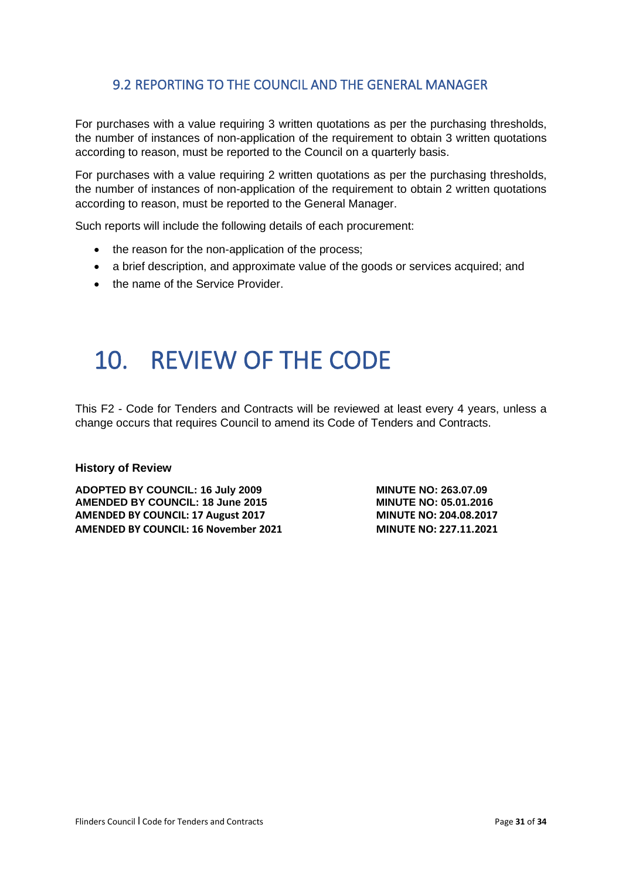## 9.2 REPORTING TO THE COUNCIL AND THE GENERAL MANAGER

For purchases with a value requiring 3 written quotations as per the purchasing thresholds, the number of instances of non-application of the requirement to obtain 3 written quotations according to reason, must be reported to the Council on a quarterly basis.

For purchases with a value requiring 2 written quotations as per the purchasing thresholds, the number of instances of non-application of the requirement to obtain 2 written quotations according to reason, must be reported to the General Manager.

Such reports will include the following details of each procurement:

- the reason for the non-application of the process;
- a brief description, and approximate value of the goods or services acquired; and
- the name of the Service Provider.

# 10. REVIEW OF THE CODE

This F2 - Code for Tenders and Contracts will be reviewed at least every 4 years, unless a change occurs that requires Council to amend its Code of Tenders and Contracts.

**History of Review**

| | |
|---|---|
| **ADOPTED BY COUNCIL: 16 July 2009** | **MINUTE NO: 263.07.09** |
| **AMENDED BY COUNCIL: 18 June 2015** | **MINUTE NO: 05.01.2016** |
| **AMENDED BY COUNCIL: 17 August 2017** | **MINUTE NO: 204.08.2017** |
| **AMENDED BY COUNCIL: 16 November 2021** | **MINUTE NO: 227.11.2021** |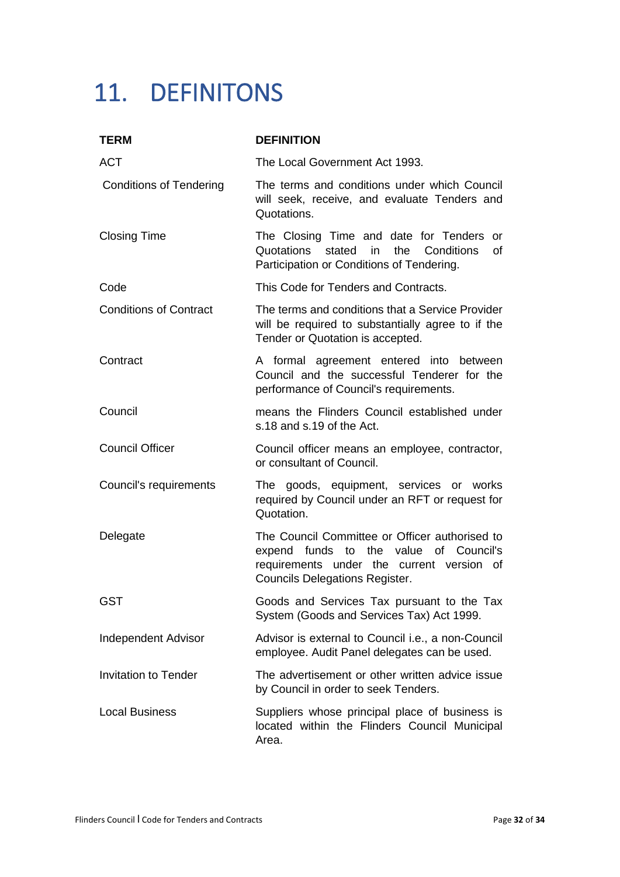# 11. DEFINITONS

| TERM | DEFINITION |
| --- | --- |
| ACT | The Local Government Act 1993. |
| Conditions of Tendering | The terms and conditions under which Council will seek, receive, and evaluate Tenders and Quotations. |
| Closing Time | The Closing Time and date for Tenders or Quotations stated in the Conditions of Participation or Conditions of Tendering. |
| Code | This Code for Tenders and Contracts. |
| Conditions of Contract | The terms and conditions that a Service Provider will be required to substantially agree to if the Tender or Quotation is accepted. |
| Contract | A formal agreement entered into between Council and the successful Tenderer for the performance of Council's requirements. |
| Council | means the Flinders Council established under s.18 and s.19 of the Act. |
| Council Officer | Council officer means an employee, contractor, or consultant of Council. |
| Council's requirements | The goods, equipment, services or works required by Council under an RFT or request for Quotation. |
| Delegate | The Council Committee or Officer authorised to expend funds to the value of Council's requirements under the current version of Councils Delegations Register. |
| GST | Goods and Services Tax pursuant to the Tax System (Goods and Services Tax) Act 1999. |
| Independent Advisor | Advisor is external to Council i.e., a non-Council employee. Audit Panel delegates can be used. |
| Invitation to Tender | The advertisement or other written advice issue by Council in order to seek Tenders. |
| Local Business | Suppliers whose principal place of business is located within the Flinders Council Municipal Area. |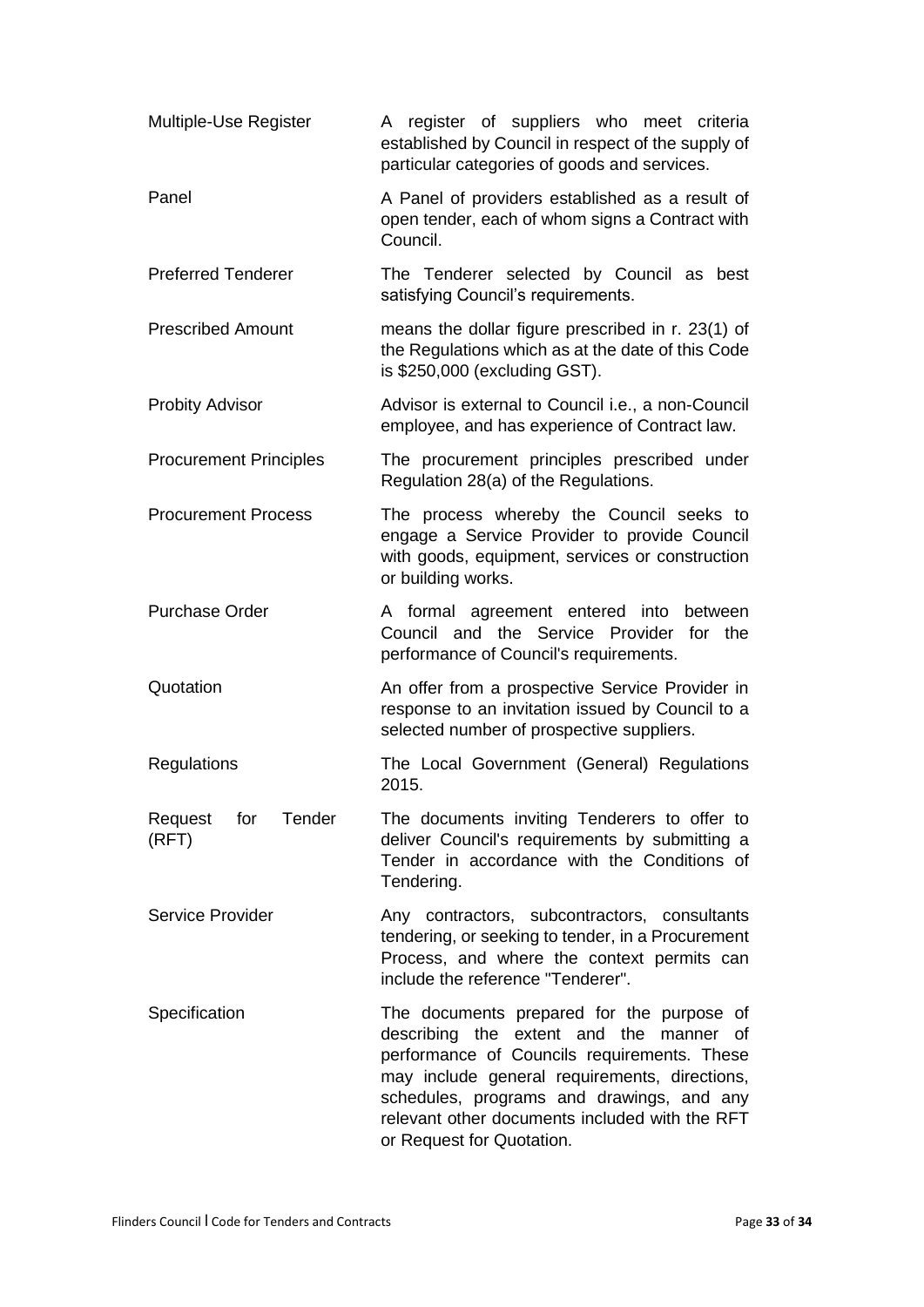| | |
|---|---|
| Multiple-Use Register | A register of suppliers who meet criteria established by Council in respect of the supply of particular categories of goods and services. |
| Panel | A Panel of providers established as a result of open tender, each of whom signs a Contract with Council. |
| Preferred Tenderer | The Tenderer selected by Council as best satisfying Council's requirements. |
| Prescribed Amount | means the dollar figure prescribed in r. 23(1) of the Regulations which as at the date of this Code is $250,000 (excluding GST). |
| Probity Advisor | Advisor is external to Council i.e., a non-Council employee, and has experience of Contract law. |
| Procurement Principles | The procurement principles prescribed under Regulation 28(a) of the Regulations. |
| Procurement Process | The process whereby the Council seeks to engage a Service Provider to provide Council with goods, equipment, services or construction or building works. |
| Purchase Order | A formal agreement entered into between Council and the Service Provider for the performance of Council's requirements. |
| Quotation | An offer from a prospective Service Provider in response to an invitation issued by Council to a selected number of prospective suppliers. |
| Regulations | The Local Government (General) Regulations 2015. |
| Request for Tender (RFT) | The documents inviting Tenderers to offer to deliver Council's requirements by submitting a Tender in accordance with the Conditions of Tendering. |
| Service Provider | Any contractors, subcontractors, consultants tendering, or seeking to tender, in a Procurement Process, and where the context permits can include the reference "Tenderer". |
| Specification | The documents prepared for the purpose of describing the extent and the manner of performance of Councils requirements. These may include general requirements, directions, schedules, programs and drawings, and any relevant other documents included with the RFT or Request for Quotation. |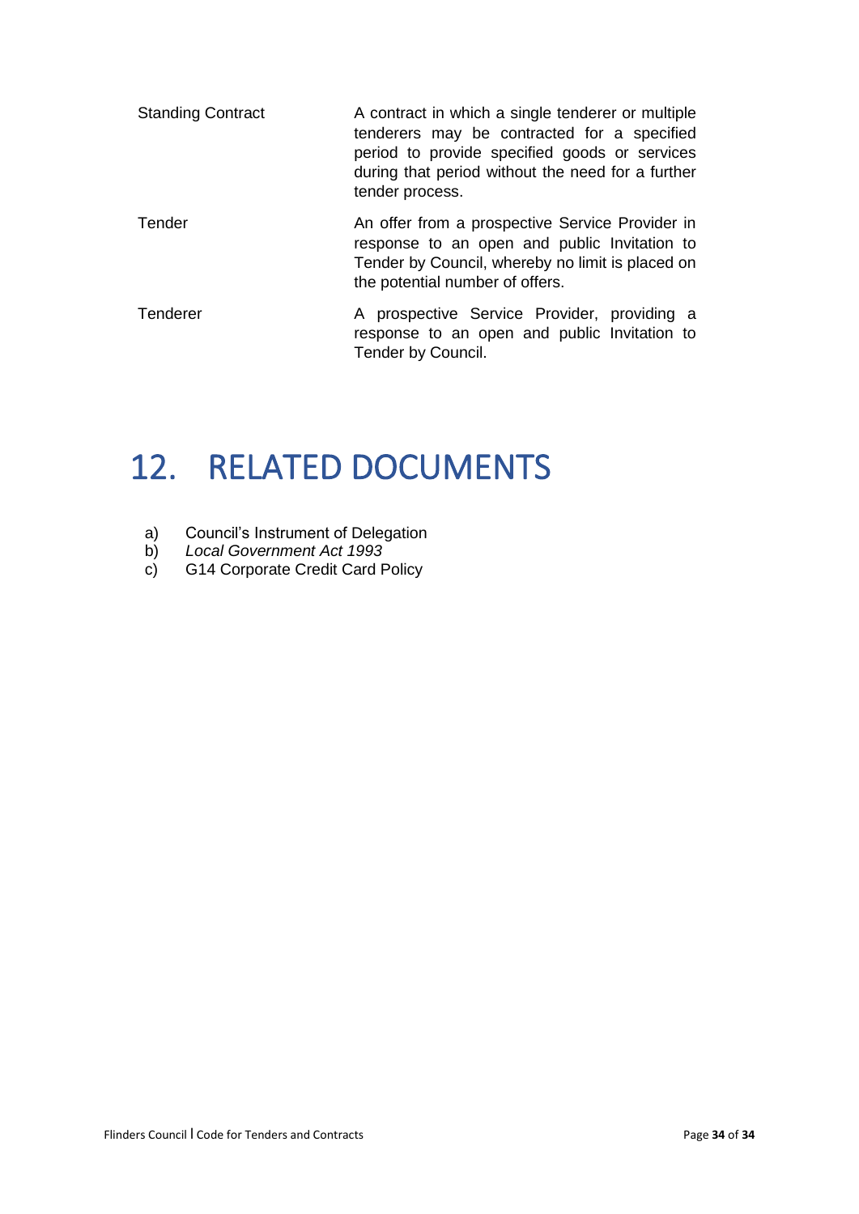| | |
|---|---|
| Standing Contract | A contract in which a single tenderer or multiple tenderers may be contracted for a specified period to provide specified goods or services during that period without the need for a further tender process. |
| Tender | An offer from a prospective Service Provider in response to an open and public Invitation to Tender by Council, whereby no limit is placed on the potential number of offers. |
| Tenderer | A prospective Service Provider, providing a response to an open and public Invitation to Tender by Council. |

# 12. RELATED DOCUMENTS

a) Council's Instrument of Delegation
b) *Local Government Act 1993*
c) G14 Corporate Credit Card Policy